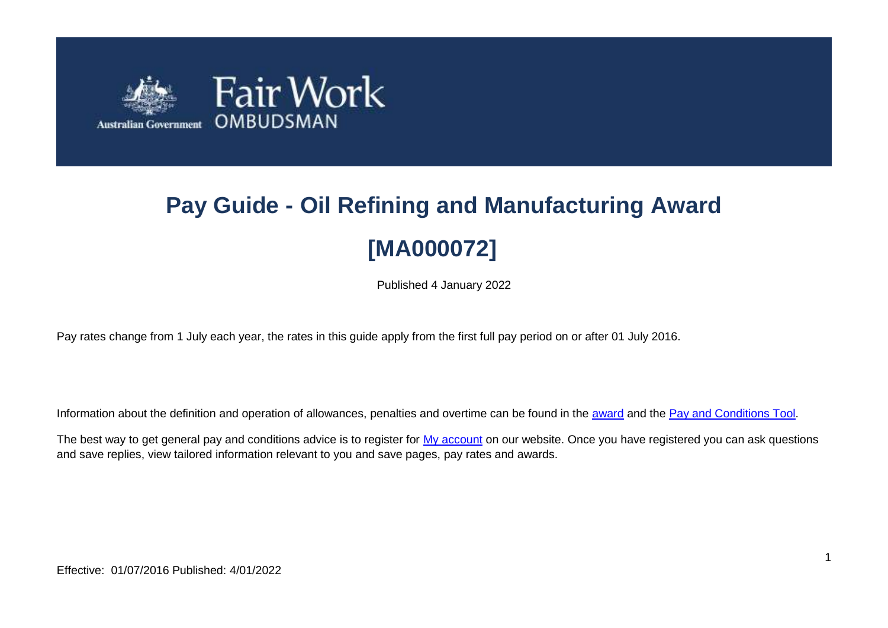# Pay Guide - Oil Refining and Manufacturing Award

# [MA000072]

Published 4 January 2022

Pay rates change from 1 July each year, the rates in this guide apply from the first full pay period on or after 01 July 2016.

Information about the definition and operation of allowances, penalties and overtime can be found in the award and the Pay and Conditions Tool.

The best way to get general pay and conditions advice is to register for My account on our website. Once you have registered you can ask questions and save replies, view tailored information relevant to you and save pages, pay rates and awards.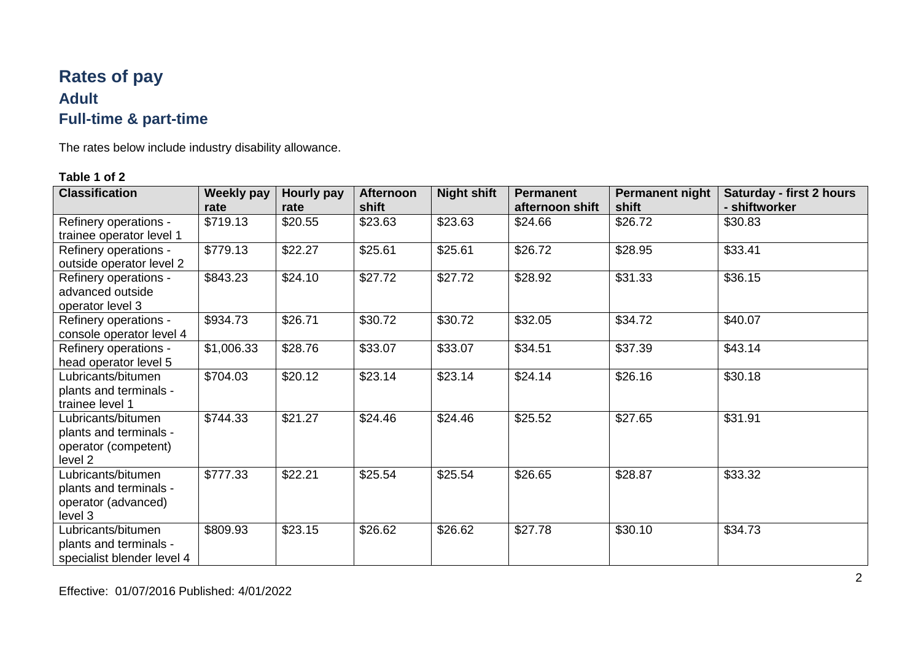# Rates of pay

## Adult

## Full-time & part-time

The rates below include industry disability allowance.

**Table 1 of 2**

| Classification | Weekly pay rate | Hourly pay rate | Afternoon shift | Night shift | Permanent afternoon shift | Permanent night shift | Saturday - first 2 hours - shiftworker |
|---|---|---|---|---|---|---|---|
| Refinery operations - trainee operator level 1 | $719.13 | $20.55 | $23.63 | $23.63 | $24.66 | $26.72 | $30.83 |
| Refinery operations - outside operator level 2 | $779.13 | $22.27 | $25.61 | $25.61 | $26.72 | $28.95 | $33.41 |
| Refinery operations - advanced outside operator level 3 | $843.23 | $24.10 | $27.72 | $27.72 | $28.92 | $31.33 | $36.15 |
| Refinery operations - console operator level 4 | $934.73 | $26.71 | $30.72 | $30.72 | $32.05 | $34.72 | $40.07 |
| Refinery operations - head operator level 5 | $1,006.33 | $28.76 | $33.07 | $33.07 | $34.51 | $37.39 | $43.14 |
| Lubricants/bitumen plants and terminals - trainee level 1 | $704.03 | $20.12 | $23.14 | $23.14 | $24.14 | $26.16 | $30.18 |
| Lubricants/bitumen plants and terminals - operator (competent) level 2 | $744.33 | $21.27 | $24.46 | $24.46 | $25.52 | $27.65 | $31.91 |
| Lubricants/bitumen plants and terminals - operator (advanced) level 3 | $777.33 | $22.21 | $25.54 | $25.54 | $26.65 | $28.87 | $33.32 |
| Lubricants/bitumen plants and terminals - specialist blender level 4 | $809.93 | $23.15 | $26.62 | $26.62 | $27.78 | $30.10 | $34.73 |

Effective: 01/07/2016 Published: 4/01/2022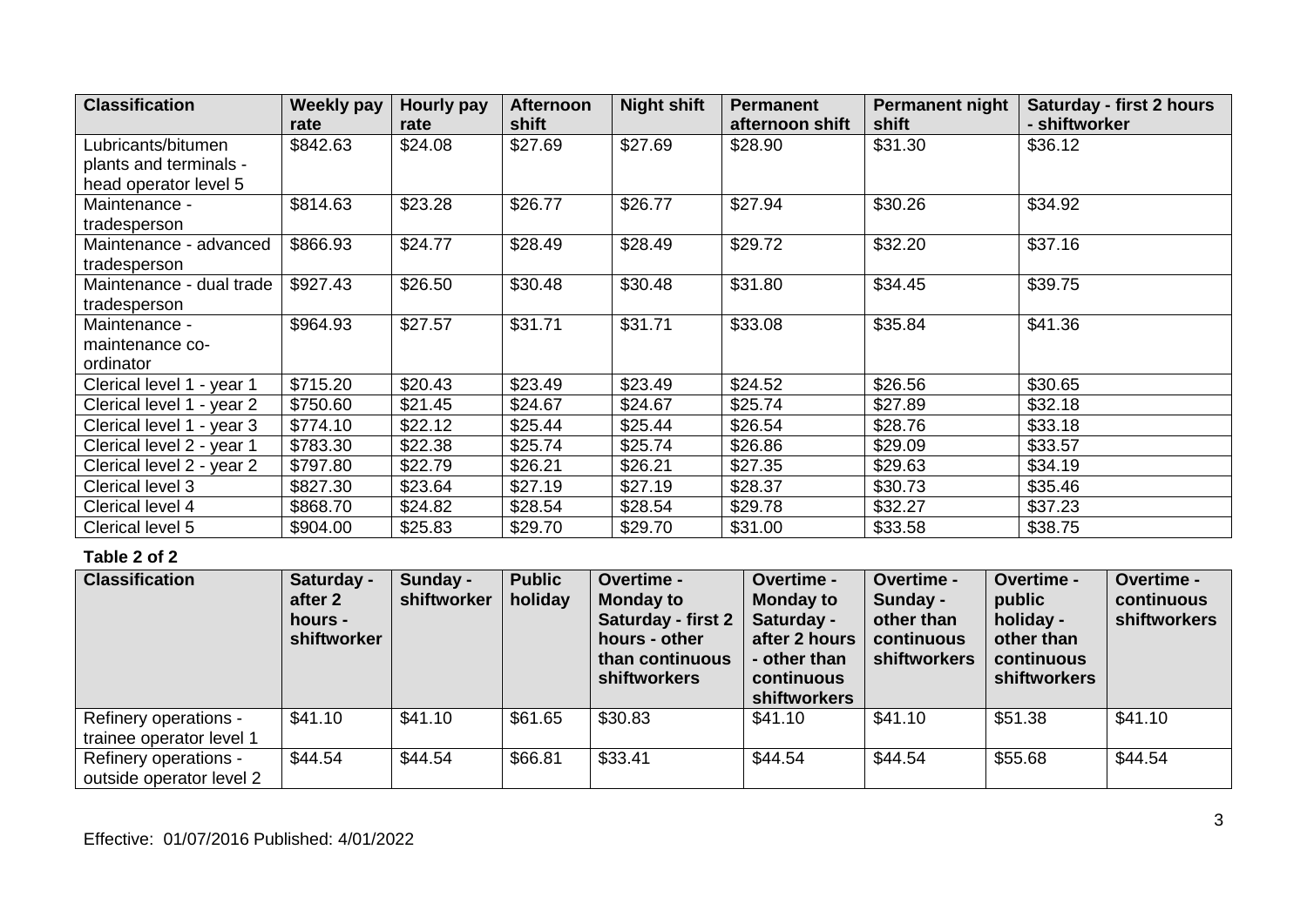| Classification | Weekly pay rate | Hourly pay rate | Afternoon shift | Night shift | Permanent afternoon shift | Permanent night shift | Saturday - first 2 hours - shiftworker |
|---|---|---|---|---|---|---|---|
| Lubricants/bitumen plants and terminals - head operator level 5 | $842.63 | $24.08 | $27.69 | $27.69 | $28.90 | $31.30 | $36.12 |
| Maintenance - tradesperson | $814.63 | $23.28 | $26.77 | $26.77 | $27.94 | $30.26 | $34.92 |
| Maintenance - advanced tradesperson | $866.93 | $24.77 | $28.49 | $28.49 | $29.72 | $32.20 | $37.16 |
| Maintenance - dual trade tradesperson | $927.43 | $26.50 | $30.48 | $30.48 | $31.80 | $34.45 | $39.75 |
| Maintenance - maintenance co-ordinator | $964.93 | $27.57 | $31.71 | $31.71 | $33.08 | $35.84 | $41.36 |
| Clerical level 1 - year 1 | $715.20 | $20.43 | $23.49 | $23.49 | $24.52 | $26.56 | $30.65 |
| Clerical level 1 - year 2 | $750.60 | $21.45 | $24.67 | $24.67 | $25.74 | $27.89 | $32.18 |
| Clerical level 1 - year 3 | $774.10 | $22.12 | $25.44 | $25.44 | $26.54 | $28.76 | $33.18 |
| Clerical level 2 - year 1 | $783.30 | $22.38 | $25.74 | $25.74 | $26.86 | $29.09 | $33.57 |
| Clerical level 2 - year 2 | $797.80 | $22.79 | $26.21 | $26.21 | $27.35 | $29.63 | $34.19 |
| Clerical level 3 | $827.30 | $23.64 | $27.19 | $27.19 | $28.37 | $30.73 | $35.46 |
| Clerical level 4 | $868.70 | $24.82 | $28.54 | $28.54 | $29.78 | $32.27 | $37.23 |
| Clerical level 5 | $904.00 | $25.83 | $29.70 | $29.70 | $31.00 | $33.58 | $38.75 |

**Table 2 of 2**

| Classification | Saturday - after 2 hours - shiftworker | Sunday - shiftworker | Public holiday | Overtime - Monday to Saturday - first 2 hours - other than continuous shiftworkers | Overtime - Monday to Saturday - after 2 hours - other than continuous shiftworkers | Overtime - Sunday - other than continuous shiftworkers | Overtime - public holiday - other than continuous shiftworkers | Overtime - continuous shiftworkers |
|---|---|---|---|---|---|---|---|---|
| Refinery operations - trainee operator level 1 | $41.10 | $41.10 | $61.65 | $30.83 | $41.10 | $41.10 | $51.38 | $41.10 |
| Refinery operations - outside operator level 2 | $44.54 | $44.54 | $66.81 | $33.41 | $44.54 | $44.54 | $55.68 | $44.54 |

Effective: 01/07/2016 Published: 4/01/2022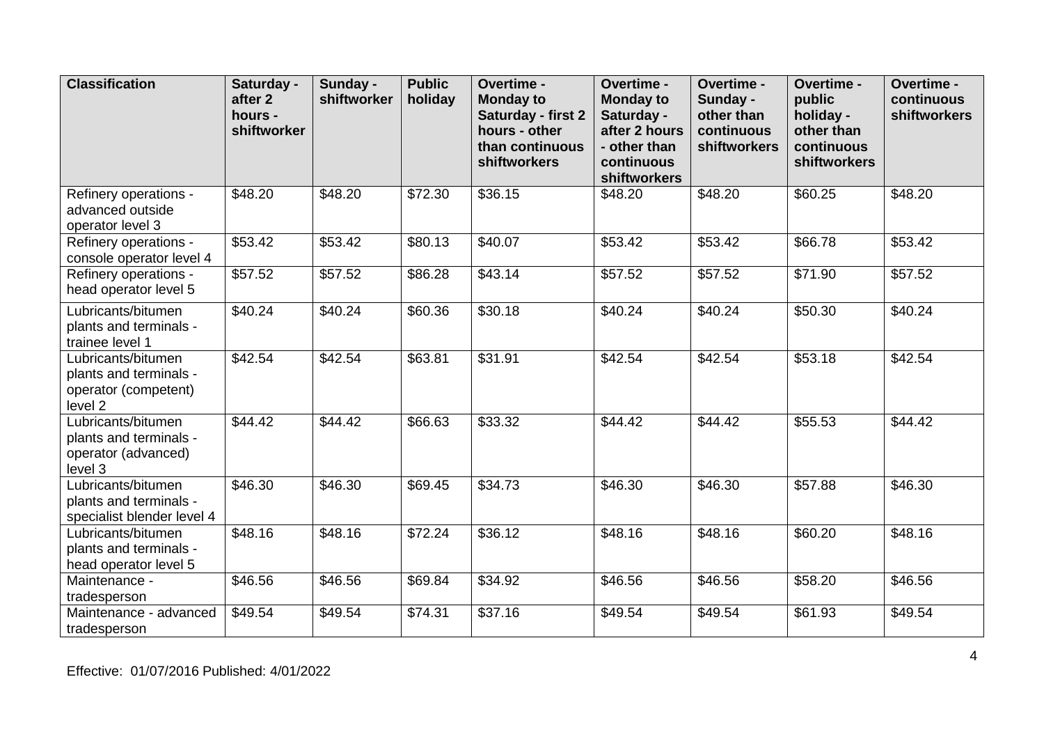| Classification | Saturday - after 2 hours - shiftworker | Sunday - shiftworker | Public holiday | Overtime - Monday to Saturday - first 2 hours - other than continuous shiftworkers | Overtime - Monday to Saturday - after 2 hours - other than continuous shiftworkers | Overtime - Sunday - other than continuous shiftworkers | Overtime - public holiday - other than continuous shiftworkers | Overtime - continuous shiftworkers |
|---|---|---|---|---|---|---|---|---|
| Refinery operations - advanced outside operator level 3 | $48.20 | $48.20 | $72.30 | $36.15 | $48.20 | $48.20 | $60.25 | $48.20 |
| Refinery operations - console operator level 4 | $53.42 | $53.42 | $80.13 | $40.07 | $53.42 | $53.42 | $66.78 | $53.42 |
| Refinery operations - head operator level 5 | $57.52 | $57.52 | $86.28 | $43.14 | $57.52 | $57.52 | $71.90 | $57.52 |
| Lubricants/bitumen plants and terminals - trainee level 1 | $40.24 | $40.24 | $60.36 | $30.18 | $40.24 | $40.24 | $50.30 | $40.24 |
| Lubricants/bitumen plants and terminals - operator (competent) level 2 | $42.54 | $42.54 | $63.81 | $31.91 | $42.54 | $42.54 | $53.18 | $42.54 |
| Lubricants/bitumen plants and terminals - operator (advanced) level 3 | $44.42 | $44.42 | $66.63 | $33.32 | $44.42 | $44.42 | $55.53 | $44.42 |
| Lubricants/bitumen plants and terminals - specialist blender level 4 | $46.30 | $46.30 | $69.45 | $34.73 | $46.30 | $46.30 | $57.88 | $46.30 |
| Lubricants/bitumen plants and terminals - head operator level 5 | $48.16 | $48.16 | $72.24 | $36.12 | $48.16 | $48.16 | $60.20 | $48.16 |
| Maintenance - tradesperson | $46.56 | $46.56 | $69.84 | $34.92 | $46.56 | $46.56 | $58.20 | $46.56 |
| Maintenance - advanced tradesperson | $49.54 | $49.54 | $74.31 | $37.16 | $49.54 | $49.54 | $61.93 | $49.54 |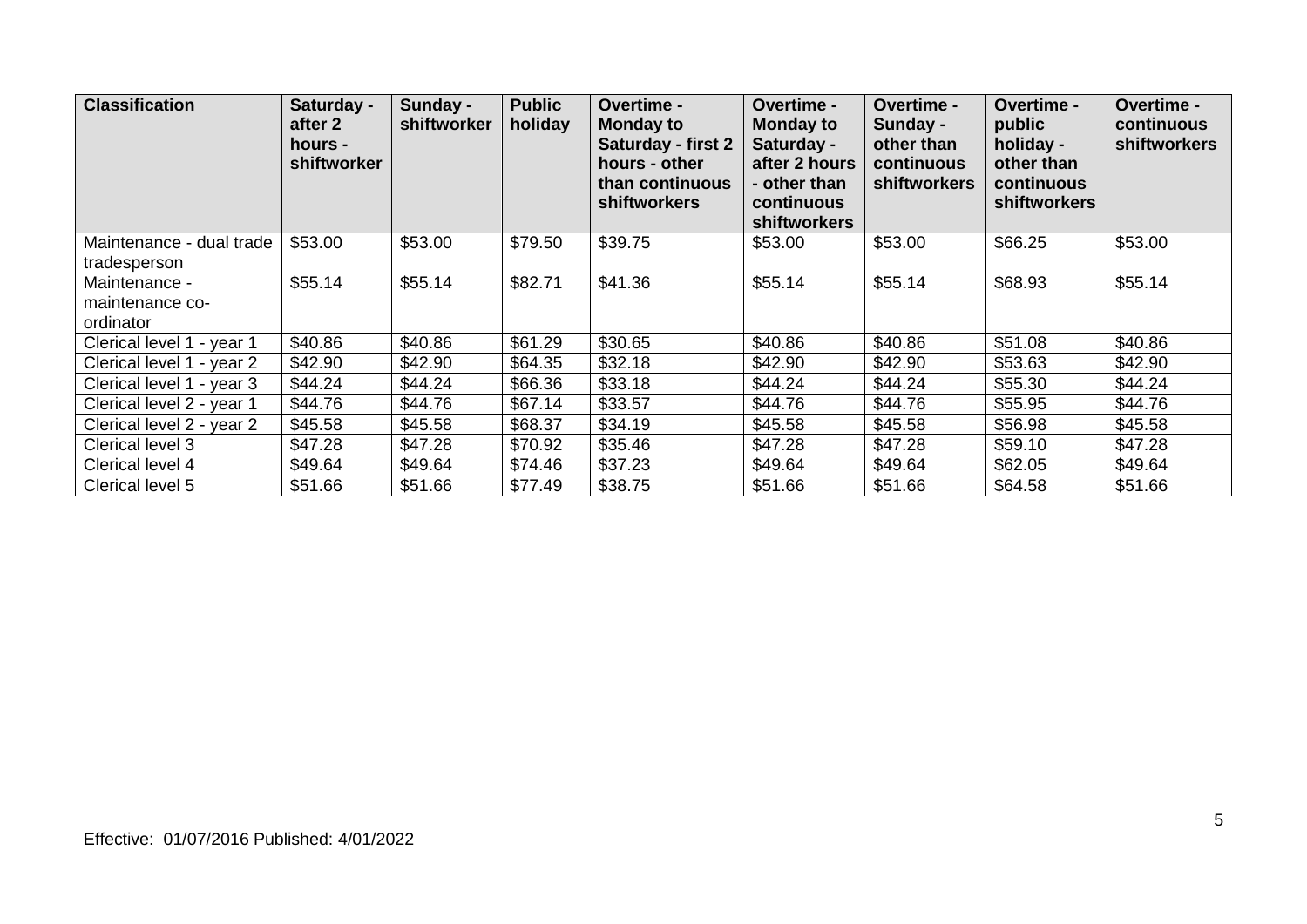| Classification | Saturday - after 2 hours - shiftworker | Sunday - shiftworker | Public holiday | Overtime - Monday to Saturday - first 2 hours - other than continuous shiftworkers | Overtime - Monday to Saturday - after 2 hours - other than continuous shiftworkers | Overtime - Sunday - other than continuous shiftworkers | Overtime - public holiday - other than continuous shiftworkers | Overtime - continuous shiftworkers |
|---|---|---|---|---|---|---|---|---|
| Maintenance - dual trade tradesperson | $53.00 | $53.00 | $79.50 | $39.75 | $53.00 | $53.00 | $66.25 | $53.00 |
| Maintenance - maintenance co-ordinator | $55.14 | $55.14 | $82.71 | $41.36 | $55.14 | $55.14 | $68.93 | $55.14 |
| Clerical level 1 - year 1 | $40.86 | $40.86 | $61.29 | $30.65 | $40.86 | $40.86 | $51.08 | $40.86 |
| Clerical level 1 - year 2 | $42.90 | $42.90 | $64.35 | $32.18 | $42.90 | $42.90 | $53.63 | $42.90 |
| Clerical level 1 - year 3 | $44.24 | $44.24 | $66.36 | $33.18 | $44.24 | $44.24 | $55.30 | $44.24 |
| Clerical level 2 - year 1 | $44.76 | $44.76 | $67.14 | $33.57 | $44.76 | $44.76 | $55.95 | $44.76 |
| Clerical level 2 - year 2 | $45.58 | $45.58 | $68.37 | $34.19 | $45.58 | $45.58 | $56.98 | $45.58 |
| Clerical level 3 | $47.28 | $47.28 | $70.92 | $35.46 | $47.28 | $47.28 | $59.10 | $47.28 |
| Clerical level 4 | $49.64 | $49.64 | $74.46 | $37.23 | $49.64 | $49.64 | $62.05 | $49.64 |
| Clerical level 5 | $51.66 | $51.66 | $77.49 | $38.75 | $51.66 | $51.66 | $64.58 | $51.66 |

Effective: 01/07/2016 Published: 4/01/2022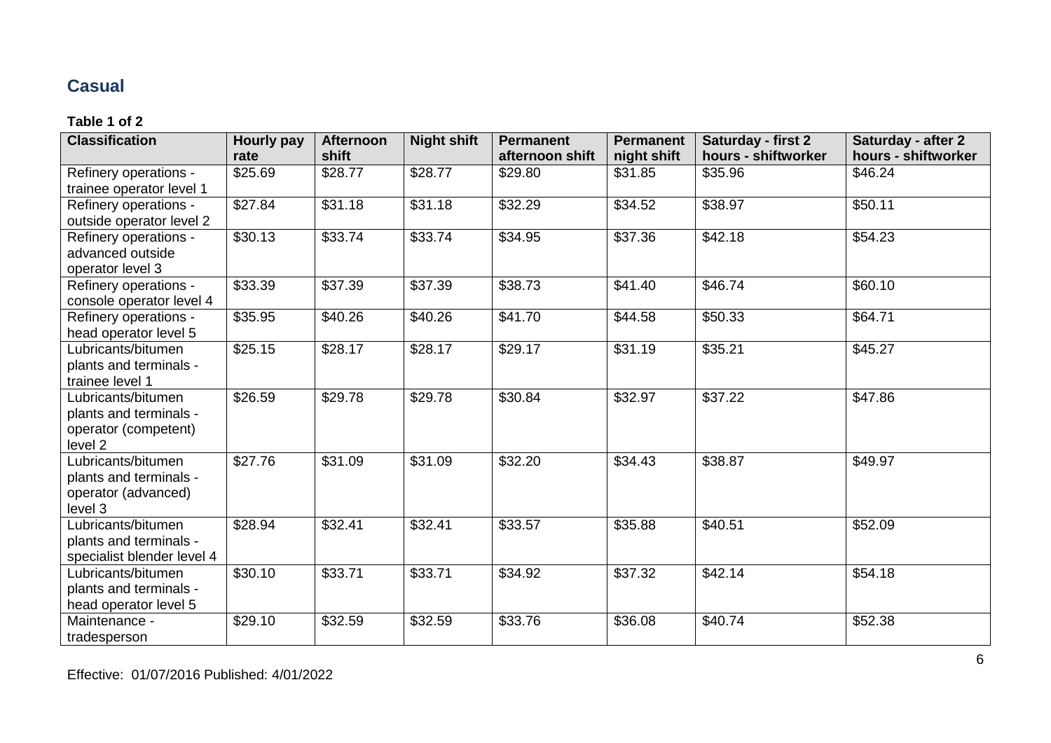## Casual

**Table 1 of 2**

| Classification | Hourly pay rate | Afternoon shift | Night shift | Permanent afternoon shift | Permanent night shift | Saturday - first 2 hours - shiftworker | Saturday - after 2 hours - shiftworker |
|---|---|---|---|---|---|---|---|
| Refinery operations - trainee operator level 1 | $25.69 | $28.77 | $28.77 | $29.80 | $31.85 | $35.96 | $46.24 |
| Refinery operations - outside operator level 2 | $27.84 | $31.18 | $31.18 | $32.29 | $34.52 | $38.97 | $50.11 |
| Refinery operations - advanced outside operator level 3 | $30.13 | $33.74 | $33.74 | $34.95 | $37.36 | $42.18 | $54.23 |
| Refinery operations - console operator level 4 | $33.39 | $37.39 | $37.39 | $38.73 | $41.40 | $46.74 | $60.10 |
| Refinery operations - head operator level 5 | $35.95 | $40.26 | $40.26 | $41.70 | $44.58 | $50.33 | $64.71 |
| Lubricants/bitumen plants and terminals - trainee level 1 | $25.15 | $28.17 | $28.17 | $29.17 | $31.19 | $35.21 | $45.27 |
| Lubricants/bitumen plants and terminals - operator (competent) level 2 | $26.59 | $29.78 | $29.78 | $30.84 | $32.97 | $37.22 | $47.86 |
| Lubricants/bitumen plants and terminals - operator (advanced) level 3 | $27.76 | $31.09 | $31.09 | $32.20 | $34.43 | $38.87 | $49.97 |
| Lubricants/bitumen plants and terminals - specialist blender level 4 | $28.94 | $32.41 | $32.41 | $33.57 | $35.88 | $40.51 | $52.09 |
| Lubricants/bitumen plants and terminals - head operator level 5 | $30.10 | $33.71 | $33.71 | $34.92 | $37.32 | $42.14 | $54.18 |
| Maintenance - tradesperson | $29.10 | $32.59 | $32.59 | $33.76 | $36.08 | $40.74 | $52.38 |

Effective: 01/07/2016 Published: 4/01/2022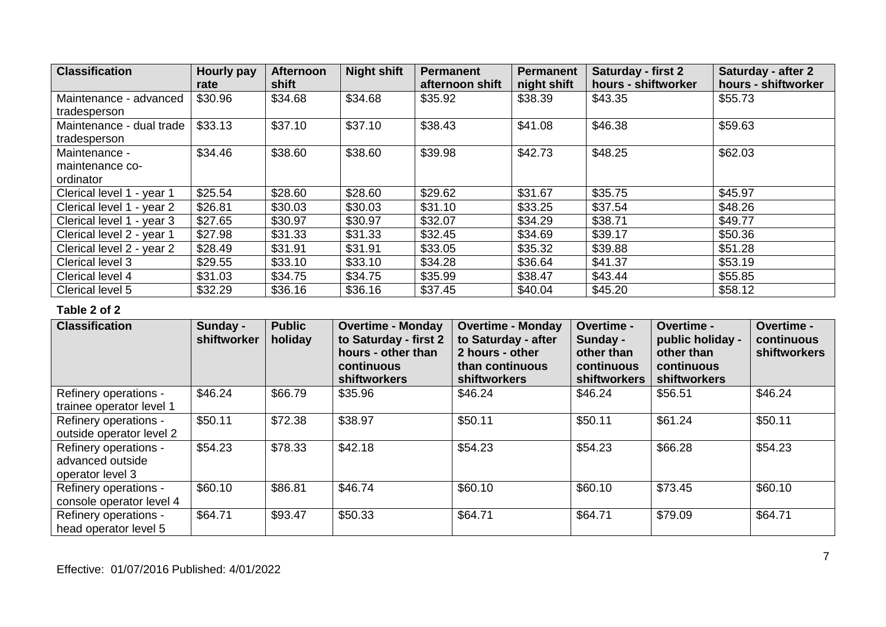| Classification | Hourly pay rate | Afternoon shift | Night shift | Permanent afternoon shift | Permanent night shift | Saturday - first 2 hours - shiftworker | Saturday - after 2 hours - shiftworker |
|---|---|---|---|---|---|---|---|
| Maintenance - advanced tradesperson | $30.96 | $34.68 | $34.68 | $35.92 | $38.39 | $43.35 | $55.73 |
| Maintenance - dual trade tradesperson | $33.13 | $37.10 | $37.10 | $38.43 | $41.08 | $46.38 | $59.63 |
| Maintenance - maintenance co-ordinator | $34.46 | $38.60 | $38.60 | $39.98 | $42.73 | $48.25 | $62.03 |
| Clerical level 1 - year 1 | $25.54 | $28.60 | $28.60 | $29.62 | $31.67 | $35.75 | $45.97 |
| Clerical level 1 - year 2 | $26.81 | $30.03 | $30.03 | $31.10 | $33.25 | $37.54 | $48.26 |
| Clerical level 1 - year 3 | $27.65 | $30.97 | $30.97 | $32.07 | $34.29 | $38.71 | $49.77 |
| Clerical level 2 - year 1 | $27.98 | $31.33 | $31.33 | $32.45 | $34.69 | $39.17 | $50.36 |
| Clerical level 2 - year 2 | $28.49 | $31.91 | $31.91 | $33.05 | $35.32 | $39.88 | $51.28 |
| Clerical level 3 | $29.55 | $33.10 | $33.10 | $34.28 | $36.64 | $41.37 | $53.19 |
| Clerical level 4 | $31.03 | $34.75 | $34.75 | $35.99 | $38.47 | $43.44 | $55.85 |
| Clerical level 5 | $32.29 | $36.16 | $36.16 | $37.45 | $40.04 | $45.20 | $58.12 |

**Table 2 of 2**

| Classification | Sunday - shiftworker | Public holiday | Overtime - Monday to Saturday - first 2 hours - other than continuous shiftworkers | Overtime - Monday to Saturday - after 2 hours - other than continuous shiftworkers | Overtime - Sunday - other than continuous shiftworkers | Overtime - public holiday - other than continuous shiftworkers | Overtime - continuous shiftworkers |
|---|---|---|---|---|---|---|---|
| Refinery operations - trainee operator level 1 | $46.24 | $66.79 | $35.96 | $46.24 | $46.24 | $56.51 | $46.24 |
| Refinery operations - outside operator level 2 | $50.11 | $72.38 | $38.97 | $50.11 | $50.11 | $61.24 | $50.11 |
| Refinery operations - advanced outside operator level 3 | $54.23 | $78.33 | $42.18 | $54.23 | $54.23 | $66.28 | $54.23 |
| Refinery operations - console operator level 4 | $60.10 | $86.81 | $46.74 | $60.10 | $60.10 | $73.45 | $60.10 |
| Refinery operations - head operator level 5 | $64.71 | $93.47 | $50.33 | $64.71 | $64.71 | $79.09 | $64.71 |

Effective: 01/07/2016 Published: 4/01/2022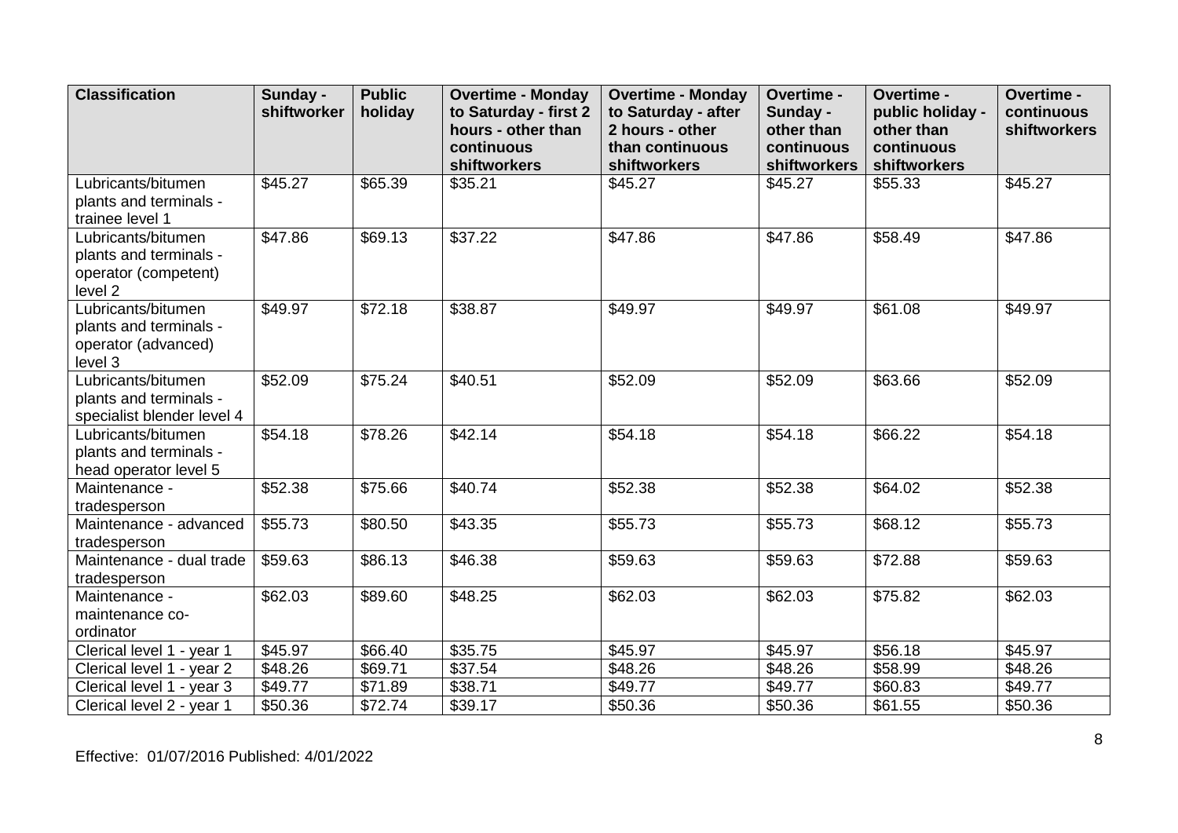| Classification | Sunday - shiftworker | Public holiday | Overtime - Monday to Saturday - first 2 hours - other than continuous shiftworkers | Overtime - Monday to Saturday - after 2 hours - other than continuous shiftworkers | Overtime - Sunday - other than continuous shiftworkers | Overtime - public holiday - other than continuous shiftworkers | Overtime - continuous shiftworkers |
|---|---|---|---|---|---|---|---|
| Lubricants/bitumen plants and terminals - trainee level 1 | $45.27 | $65.39 | $35.21 | $45.27 | $45.27 | $55.33 | $45.27 |
| Lubricants/bitumen plants and terminals - operator (competent) level 2 | $47.86 | $69.13 | $37.22 | $47.86 | $47.86 | $58.49 | $47.86 |
| Lubricants/bitumen plants and terminals - operator (advanced) level 3 | $49.97 | $72.18 | $38.87 | $49.97 | $49.97 | $61.08 | $49.97 |
| Lubricants/bitumen plants and terminals - specialist blender level 4 | $52.09 | $75.24 | $40.51 | $52.09 | $52.09 | $63.66 | $52.09 |
| Lubricants/bitumen plants and terminals - head operator level 5 | $54.18 | $78.26 | $42.14 | $54.18 | $54.18 | $66.22 | $54.18 |
| Maintenance - tradesperson | $52.38 | $75.66 | $40.74 | $52.38 | $52.38 | $64.02 | $52.38 |
| Maintenance - advanced tradesperson | $55.73 | $80.50 | $43.35 | $55.73 | $55.73 | $68.12 | $55.73 |
| Maintenance - dual trade tradesperson | $59.63 | $86.13 | $46.38 | $59.63 | $59.63 | $72.88 | $59.63 |
| Maintenance - maintenance co-ordinator | $62.03 | $89.60 | $48.25 | $62.03 | $62.03 | $75.82 | $62.03 |
| Clerical level 1 - year 1 | $45.97 | $66.40 | $35.75 | $45.97 | $45.97 | $56.18 | $45.97 |
| Clerical level 1 - year 2 | $48.26 | $69.71 | $37.54 | $48.26 | $48.26 | $58.99 | $48.26 |
| Clerical level 1 - year 3 | $49.77 | $71.89 | $38.71 | $49.77 | $49.77 | $60.83 | $49.77 |
| Clerical level 2 - year 1 | $50.36 | $72.74 | $39.17 | $50.36 | $50.36 | $61.55 | $50.36 |

Effective: 01/07/2016 Published: 4/01/2022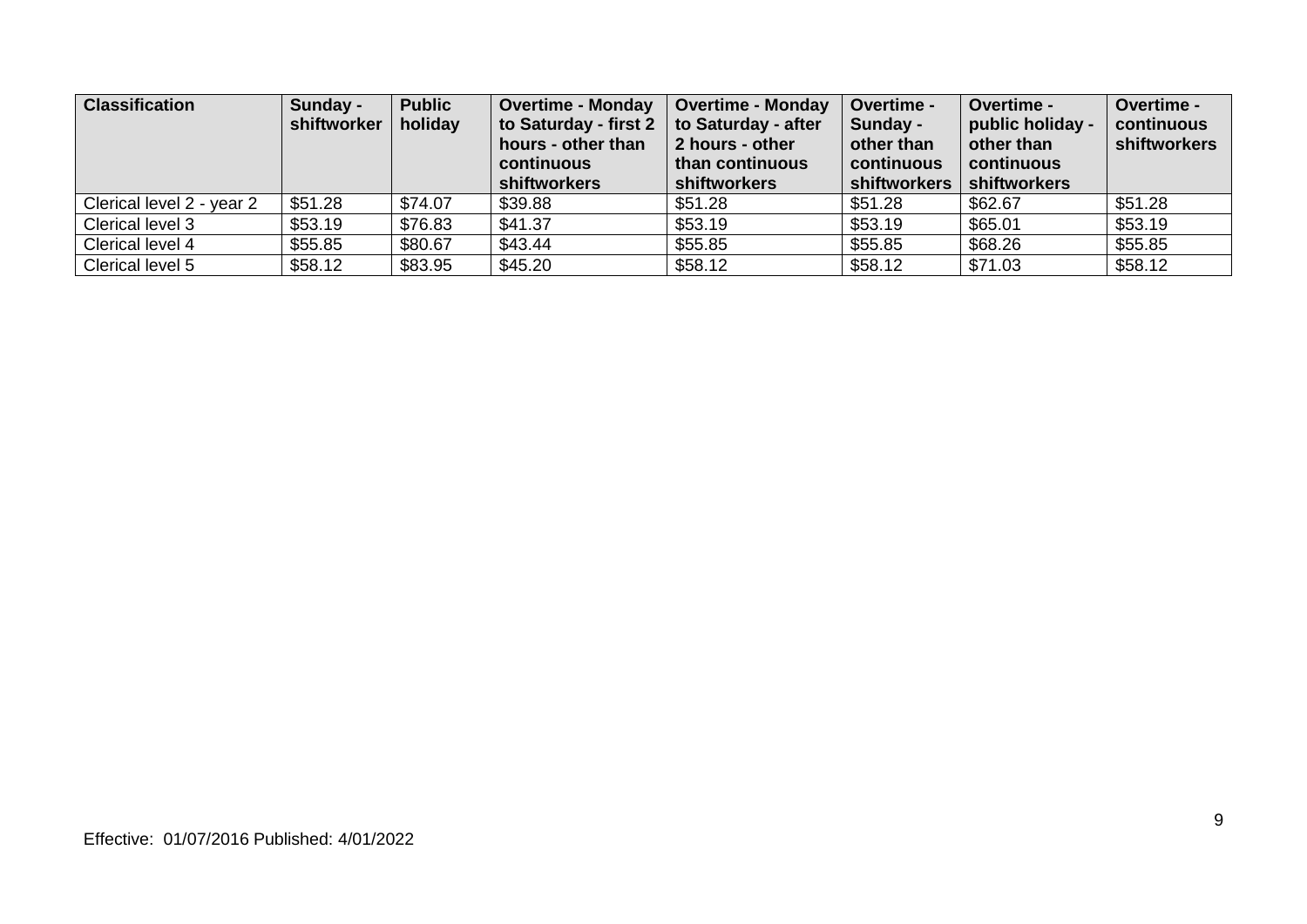| Classification | Sunday - shiftworker | Public holiday | Overtime - Monday to Saturday - first 2 hours - other than continuous shiftworkers | Overtime - Monday to Saturday - after 2 hours - other than continuous shiftworkers | Overtime - Sunday - other than continuous shiftworkers | Overtime - public holiday - other than continuous shiftworkers | Overtime - continuous shiftworkers |
| --- | --- | --- | --- | --- | --- | --- | --- |
| Clerical level 2 - year 2 | $51.28 | $74.07 | $39.88 | $51.28 | $51.28 | $62.67 | $51.28 |
| Clerical level 3 | $53.19 | $76.83 | $41.37 | $53.19 | $53.19 | $65.01 | $53.19 |
| Clerical level 4 | $55.85 | $80.67 | $43.44 | $55.85 | $55.85 | $68.26 | $55.85 |
| Clerical level 5 | $58.12 | $83.95 | $45.20 | $58.12 | $58.12 | $71.03 | $58.12 |

Effective: 01/07/2016 Published: 4/01/2022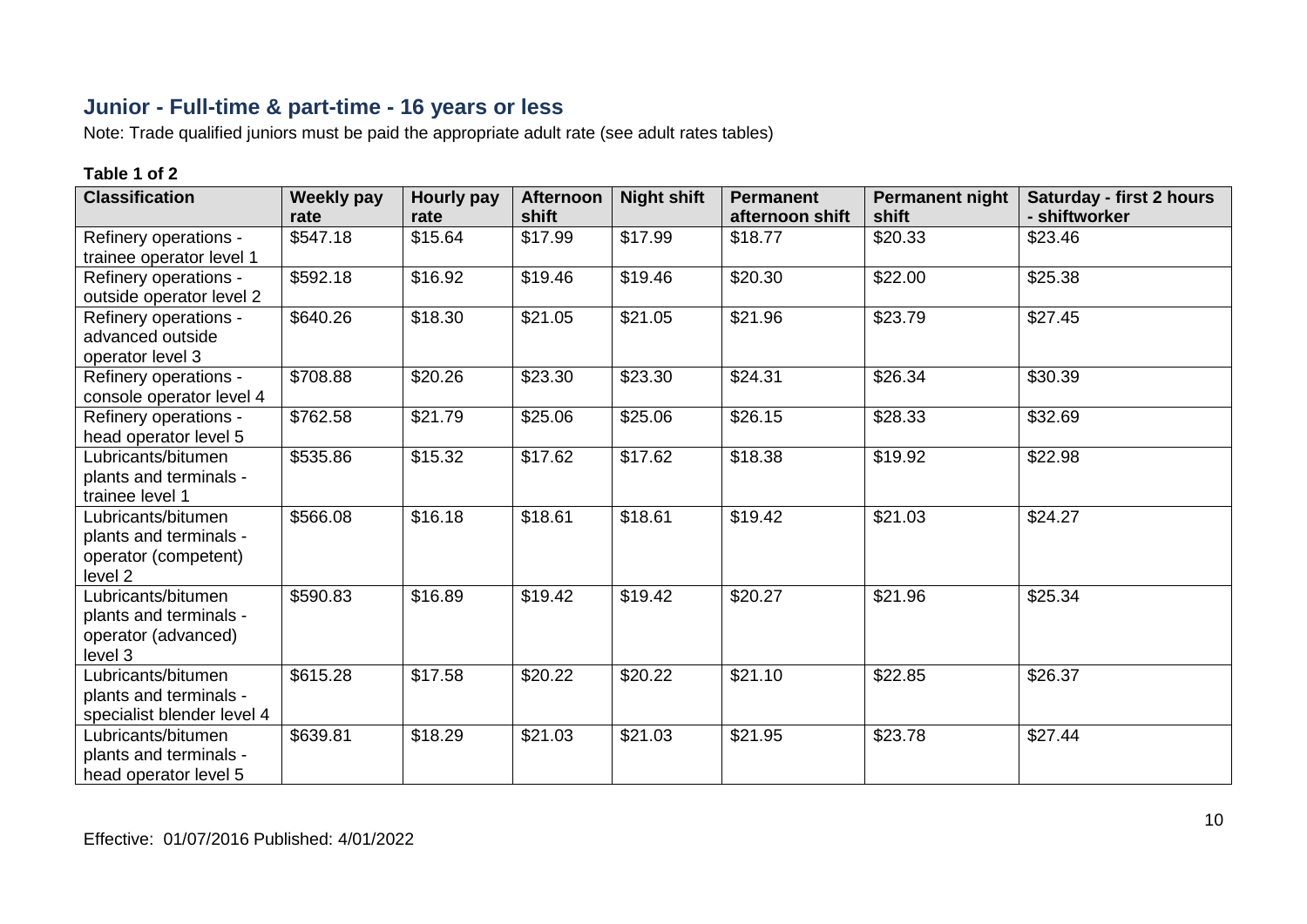## Junior - Full-time & part-time - 16 years or less

Note: Trade qualified juniors must be paid the appropriate adult rate (see adult rates tables)

**Table 1 of 2**

| Classification | Weekly pay rate | Hourly pay rate | Afternoon shift | Night shift | Permanent afternoon shift | Permanent night shift | Saturday - first 2 hours - shiftworker |
|---|---|---|---|---|---|---|---|
| Refinery operations - trainee operator level 1 | $547.18 | $15.64 | $17.99 | $17.99 | $18.77 | $20.33 | $23.46 |
| Refinery operations - outside operator level 2 | $592.18 | $16.92 | $19.46 | $19.46 | $20.30 | $22.00 | $25.38 |
| Refinery operations - advanced outside operator level 3 | $640.26 | $18.30 | $21.05 | $21.05 | $21.96 | $23.79 | $27.45 |
| Refinery operations - console operator level 4 | $708.88 | $20.26 | $23.30 | $23.30 | $24.31 | $26.34 | $30.39 |
| Refinery operations - head operator level 5 | $762.58 | $21.79 | $25.06 | $25.06 | $26.15 | $28.33 | $32.69 |
| Lubricants/bitumen plants and terminals - trainee level 1 | $535.86 | $15.32 | $17.62 | $17.62 | $18.38 | $19.92 | $22.98 |
| Lubricants/bitumen plants and terminals - operator (competent) level 2 | $566.08 | $16.18 | $18.61 | $18.61 | $19.42 | $21.03 | $24.27 |
| Lubricants/bitumen plants and terminals - operator (advanced) level 3 | $590.83 | $16.89 | $19.42 | $19.42 | $20.27 | $21.96 | $25.34 |
| Lubricants/bitumen plants and terminals - specialist blender level 4 | $615.28 | $17.58 | $20.22 | $20.22 | $21.10 | $22.85 | $26.37 |
| Lubricants/bitumen plants and terminals - head operator level 5 | $639.81 | $18.29 | $21.03 | $21.03 | $21.95 | $23.78 | $27.44 |

Effective: 01/07/2016 Published: 4/01/2022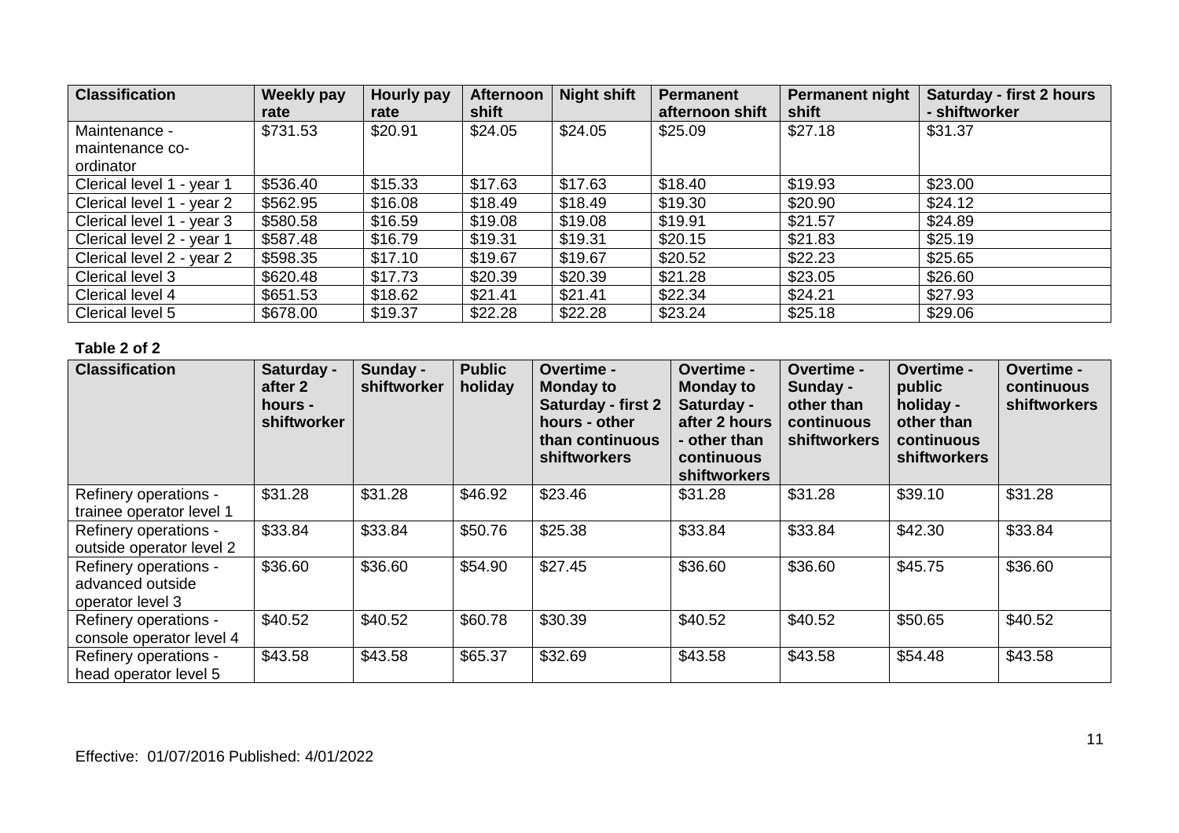| Classification | Weekly pay rate | Hourly pay rate | Afternoon shift | Night shift | Permanent afternoon shift | Permanent night shift | Saturday - first 2 hours - shiftworker |
|---|---|---|---|---|---|---|---|
| Maintenance - maintenance co-ordinator | $731.53 | $20.91 | $24.05 | $24.05 | $25.09 | $27.18 | $31.37 |
| Clerical level 1 - year 1 | $536.40 | $15.33 | $17.63 | $17.63 | $18.40 | $19.93 | $23.00 |
| Clerical level 1 - year 2 | $562.95 | $16.08 | $18.49 | $18.49 | $19.30 | $20.90 | $24.12 |
| Clerical level 1 - year 3 | $580.58 | $16.59 | $19.08 | $19.08 | $19.91 | $21.57 | $24.89 |
| Clerical level 2 - year 1 | $587.48 | $16.79 | $19.31 | $19.31 | $20.15 | $21.83 | $25.19 |
| Clerical level 2 - year 2 | $598.35 | $17.10 | $19.67 | $19.67 | $20.52 | $22.23 | $25.65 |
| Clerical level 3 | $620.48 | $17.73 | $20.39 | $20.39 | $21.28 | $23.05 | $26.60 |
| Clerical level 4 | $651.53 | $18.62 | $21.41 | $21.41 | $22.34 | $24.21 | $27.93 |
| Clerical level 5 | $678.00 | $19.37 | $22.28 | $22.28 | $23.24 | $25.18 | $29.06 |

**Table 2 of 2**

| Classification | Saturday - after 2 hours - shiftworker | Sunday - shiftworker | Public holiday | Overtime - Monday to Saturday - first 2 hours - other than continuous shiftworkers | Overtime - Monday to Saturday - after 2 hours - other than continuous shiftworkers | Overtime - Sunday - other than continuous shiftworkers | Overtime - public holiday - other than continuous shiftworkers | Overtime - continuous shiftworkers |
|---|---|---|---|---|---|---|---|---|
| Refinery operations - trainee operator level 1 | $31.28 | $31.28 | $46.92 | $23.46 | $31.28 | $31.28 | $39.10 | $31.28 |
| Refinery operations - outside operator level 2 | $33.84 | $33.84 | $50.76 | $25.38 | $33.84 | $33.84 | $42.30 | $33.84 |
| Refinery operations - advanced outside operator level 3 | $36.60 | $36.60 | $54.90 | $27.45 | $36.60 | $36.60 | $45.75 | $36.60 |
| Refinery operations - console operator level 4 | $40.52 | $40.52 | $60.78 | $30.39 | $40.52 | $40.52 | $50.65 | $40.52 |
| Refinery operations - head operator level 5 | $43.58 | $43.58 | $65.37 | $32.69 | $43.58 | $43.58 | $54.48 | $43.58 |

Effective: 01/07/2016 Published: 4/01/2022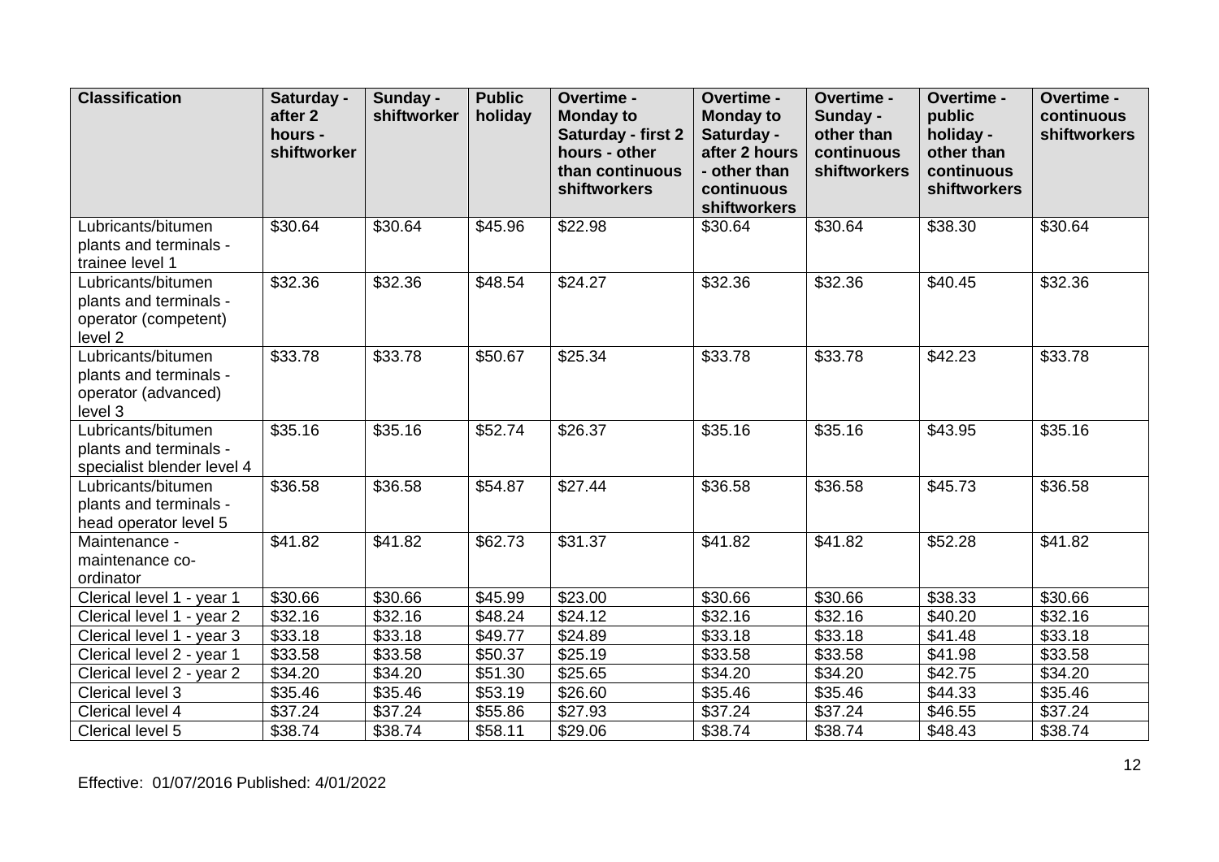| Classification | Saturday - after 2 hours - shiftworker | Sunday - shiftworker | Public holiday | Overtime - Monday to Saturday - first 2 hours - other than continuous shiftworkers | Overtime - Monday to Saturday - after 2 hours - other than continuous shiftworkers | Overtime - Sunday - other than continuous shiftworkers | Overtime - public holiday - other than continuous shiftworkers | Overtime - continuous shiftworkers |
|---|---|---|---|---|---|---|---|---|
| Lubricants/bitumen plants and terminals - trainee level 1 | $30.64 | $30.64 | $45.96 | $22.98 | $30.64 | $30.64 | $38.30 | $30.64 |
| Lubricants/bitumen plants and terminals - operator (competent) level 2 | $32.36 | $32.36 | $48.54 | $24.27 | $32.36 | $32.36 | $40.45 | $32.36 |
| Lubricants/bitumen plants and terminals - operator (advanced) level 3 | $33.78 | $33.78 | $50.67 | $25.34 | $33.78 | $33.78 | $42.23 | $33.78 |
| Lubricants/bitumen plants and terminals - specialist blender level 4 | $35.16 | $35.16 | $52.74 | $26.37 | $35.16 | $35.16 | $43.95 | $35.16 |
| Lubricants/bitumen plants and terminals - head operator level 5 | $36.58 | $36.58 | $54.87 | $27.44 | $36.58 | $36.58 | $45.73 | $36.58 |
| Maintenance - maintenance co-ordinator | $41.82 | $41.82 | $62.73 | $31.37 | $41.82 | $41.82 | $52.28 | $41.82 |
| Clerical level 1 - year 1 | $30.66 | $30.66 | $45.99 | $23.00 | $30.66 | $30.66 | $38.33 | $30.66 |
| Clerical level 1 - year 2 | $32.16 | $32.16 | $48.24 | $24.12 | $32.16 | $32.16 | $40.20 | $32.16 |
| Clerical level 1 - year 3 | $33.18 | $33.18 | $49.77 | $24.89 | $33.18 | $33.18 | $41.48 | $33.18 |
| Clerical level 2 - year 1 | $33.58 | $33.58 | $50.37 | $25.19 | $33.58 | $33.58 | $41.98 | $33.58 |
| Clerical level 2 - year 2 | $34.20 | $34.20 | $51.30 | $25.65 | $34.20 | $34.20 | $42.75 | $34.20 |
| Clerical level 3 | $35.46 | $35.46 | $53.19 | $26.60 | $35.46 | $35.46 | $44.33 | $35.46 |
| Clerical level 4 | $37.24 | $37.24 | $55.86 | $27.93 | $37.24 | $37.24 | $46.55 | $37.24 |
| Clerical level 5 | $38.74 | $38.74 | $58.11 | $29.06 | $38.74 | $38.74 | $48.43 | $38.74 |

Effective: 01/07/2016 Published: 4/01/2022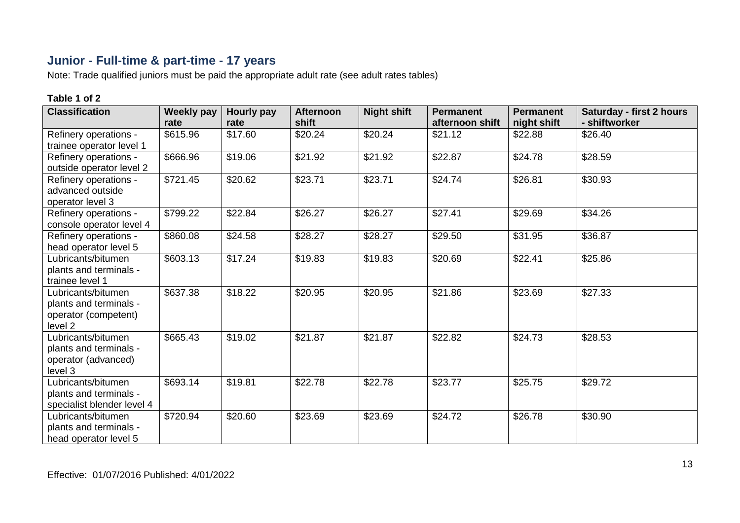## Junior - Full-time & part-time - 17 years

Note: Trade qualified juniors must be paid the appropriate adult rate (see adult rates tables)

**Table 1 of 2**

| Classification | Weekly pay rate | Hourly pay rate | Afternoon shift | Night shift | Permanent afternoon shift | Permanent night shift | Saturday - first 2 hours - shiftworker |
|---|---|---|---|---|---|---|---|
| Refinery operations - trainee operator level 1 | $615.96 | $17.60 | $20.24 | $20.24 | $21.12 | $22.88 | $26.40 |
| Refinery operations - outside operator level 2 | $666.96 | $19.06 | $21.92 | $21.92 | $22.87 | $24.78 | $28.59 |
| Refinery operations - advanced outside operator level 3 | $721.45 | $20.62 | $23.71 | $23.71 | $24.74 | $26.81 | $30.93 |
| Refinery operations - console operator level 4 | $799.22 | $22.84 | $26.27 | $26.27 | $27.41 | $29.69 | $34.26 |
| Refinery operations - head operator level 5 | $860.08 | $24.58 | $28.27 | $28.27 | $29.50 | $31.95 | $36.87 |
| Lubricants/bitumen plants and terminals - trainee level 1 | $603.13 | $17.24 | $19.83 | $19.83 | $20.69 | $22.41 | $25.86 |
| Lubricants/bitumen plants and terminals - operator (competent) level 2 | $637.38 | $18.22 | $20.95 | $20.95 | $21.86 | $23.69 | $27.33 |
| Lubricants/bitumen plants and terminals - operator (advanced) level 3 | $665.43 | $19.02 | $21.87 | $21.87 | $22.82 | $24.73 | $28.53 |
| Lubricants/bitumen plants and terminals - specialist blender level 4 | $693.14 | $19.81 | $22.78 | $22.78 | $23.77 | $25.75 | $29.72 |
| Lubricants/bitumen plants and terminals - head operator level 5 | $720.94 | $20.60 | $23.69 | $23.69 | $24.72 | $26.78 | $30.90 |

Effective: 01/07/2016 Published: 4/01/2022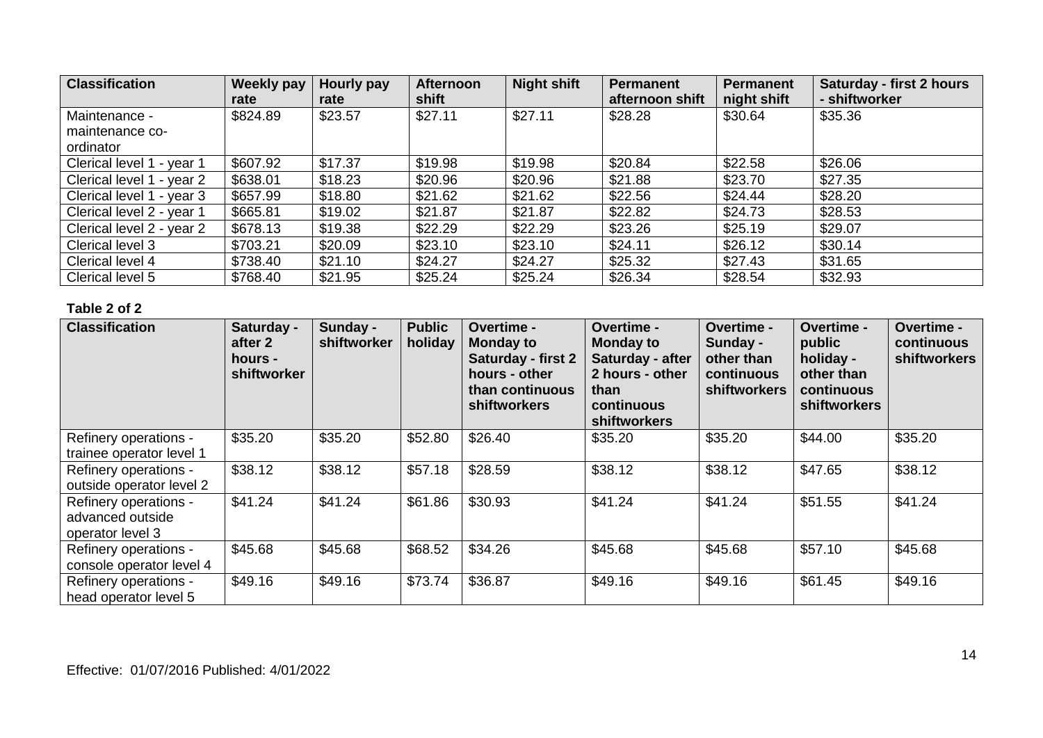| Classification | Weekly pay rate | Hourly pay rate | Afternoon shift | Night shift | Permanent afternoon shift | Permanent night shift | Saturday - first 2 hours - shiftworker |
|---|---|---|---|---|---|---|---|
| Maintenance - maintenance co-ordinator | $824.89 | $23.57 | $27.11 | $27.11 | $28.28 | $30.64 | $35.36 |
| Clerical level 1 - year 1 | $607.92 | $17.37 | $19.98 | $19.98 | $20.84 | $22.58 | $26.06 |
| Clerical level 1 - year 2 | $638.01 | $18.23 | $20.96 | $20.96 | $21.88 | $23.70 | $27.35 |
| Clerical level 1 - year 3 | $657.99 | $18.80 | $21.62 | $21.62 | $22.56 | $24.44 | $28.20 |
| Clerical level 2 - year 1 | $665.81 | $19.02 | $21.87 | $21.87 | $22.82 | $24.73 | $28.53 |
| Clerical level 2 - year 2 | $678.13 | $19.38 | $22.29 | $22.29 | $23.26 | $25.19 | $29.07 |
| Clerical level 3 | $703.21 | $20.09 | $23.10 | $23.10 | $24.11 | $26.12 | $30.14 |
| Clerical level 4 | $738.40 | $21.10 | $24.27 | $24.27 | $25.32 | $27.43 | $31.65 |
| Clerical level 5 | $768.40 | $21.95 | $25.24 | $25.24 | $26.34 | $28.54 | $32.93 |

**Table 2 of 2**

| Classification | Saturday - after 2 hours - shiftworker | Sunday - shiftworker | Public holiday | Overtime - Monday to Saturday - first 2 hours - other than continuous shiftworkers | Overtime - Monday to Saturday - after 2 hours - other than continuous shiftworkers | Overtime - Sunday - other than continuous shiftworkers | Overtime - public holiday - other than continuous shiftworkers | Overtime - continuous shiftworkers |
|---|---|---|---|---|---|---|---|---|
| Refinery operations - trainee operator level 1 | $35.20 | $35.20 | $52.80 | $26.40 | $35.20 | $35.20 | $44.00 | $35.20 |
| Refinery operations - outside operator level 2 | $38.12 | $38.12 | $57.18 | $28.59 | $38.12 | $38.12 | $47.65 | $38.12 |
| Refinery operations - advanced outside operator level 3 | $41.24 | $41.24 | $61.86 | $30.93 | $41.24 | $41.24 | $51.55 | $41.24 |
| Refinery operations - console operator level 4 | $45.68 | $45.68 | $68.52 | $34.26 | $45.68 | $45.68 | $57.10 | $45.68 |
| Refinery operations - head operator level 5 | $49.16 | $49.16 | $73.74 | $36.87 | $49.16 | $49.16 | $61.45 | $49.16 |

Effective: 01/07/2016 Published: 4/01/2022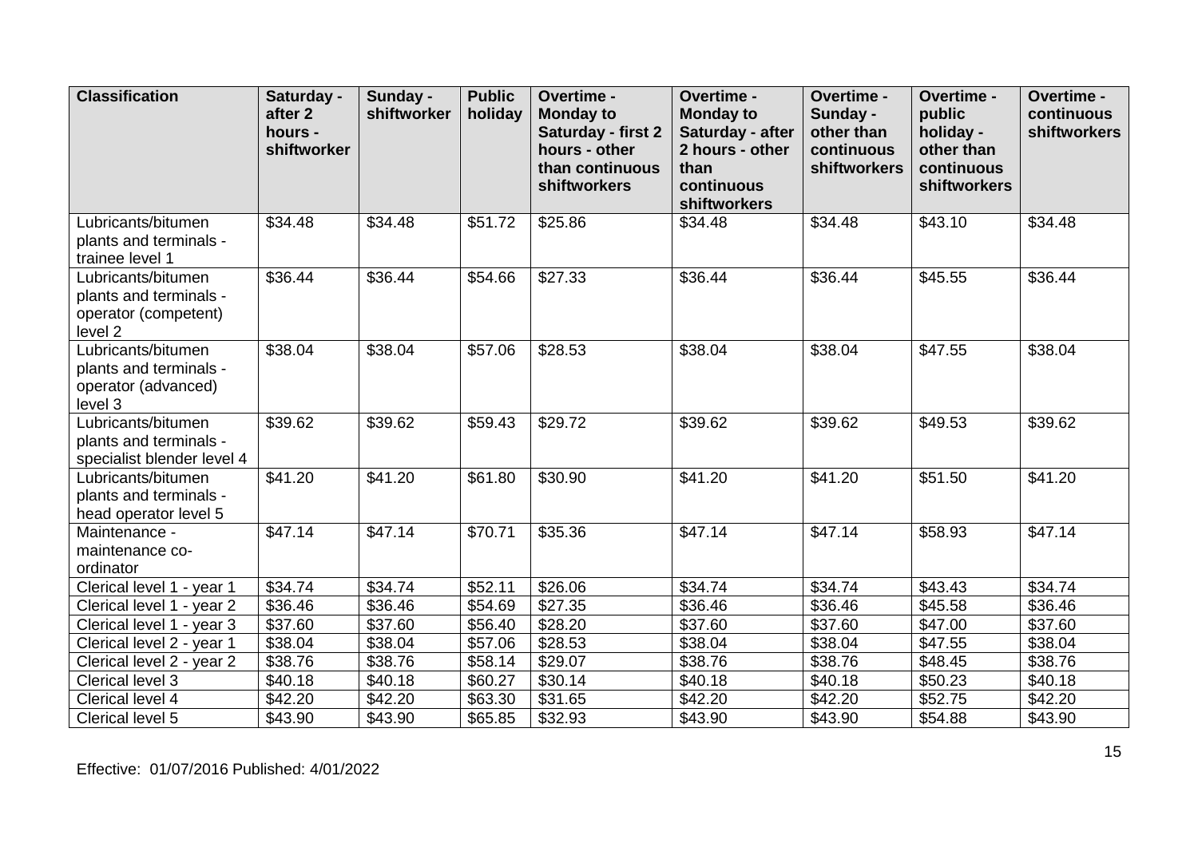| Classification | Saturday - after 2 hours - shiftworker | Sunday - shiftworker | Public holiday | Overtime - Monday to Saturday - first 2 hours - other than continuous shiftworkers | Overtime - Monday to Saturday - after 2 hours - other than continuous shiftworkers | Overtime - Sunday - other than continuous shiftworkers | Overtime - public holiday - other than continuous shiftworkers | Overtime - continuous shiftworkers |
|---|---|---|---|---|---|---|---|---|
| Lubricants/bitumen plants and terminals - trainee level 1 | $34.48 | $34.48 | $51.72 | $25.86 | $34.48 | $34.48 | $43.10 | $34.48 |
| Lubricants/bitumen plants and terminals - operator (competent) level 2 | $36.44 | $36.44 | $54.66 | $27.33 | $36.44 | $36.44 | $45.55 | $36.44 |
| Lubricants/bitumen plants and terminals - operator (advanced) level 3 | $38.04 | $38.04 | $57.06 | $28.53 | $38.04 | $38.04 | $47.55 | $38.04 |
| Lubricants/bitumen plants and terminals - specialist blender level 4 | $39.62 | $39.62 | $59.43 | $29.72 | $39.62 | $39.62 | $49.53 | $39.62 |
| Lubricants/bitumen plants and terminals - head operator level 5 | $41.20 | $41.20 | $61.80 | $30.90 | $41.20 | $41.20 | $51.50 | $41.20 |
| Maintenance - maintenance co-ordinator | $47.14 | $47.14 | $70.71 | $35.36 | $47.14 | $47.14 | $58.93 | $47.14 |
| Clerical level 1 - year 1 | $34.74 | $34.74 | $52.11 | $26.06 | $34.74 | $34.74 | $43.43 | $34.74 |
| Clerical level 1 - year 2 | $36.46 | $36.46 | $54.69 | $27.35 | $36.46 | $36.46 | $45.58 | $36.46 |
| Clerical level 1 - year 3 | $37.60 | $37.60 | $56.40 | $28.20 | $37.60 | $37.60 | $47.00 | $37.60 |
| Clerical level 2 - year 1 | $38.04 | $38.04 | $57.06 | $28.53 | $38.04 | $38.04 | $47.55 | $38.04 |
| Clerical level 2 - year 2 | $38.76 | $38.76 | $58.14 | $29.07 | $38.76 | $38.76 | $48.45 | $38.76 |
| Clerical level 3 | $40.18 | $40.18 | $60.27 | $30.14 | $40.18 | $40.18 | $50.23 | $40.18 |
| Clerical level 4 | $42.20 | $42.20 | $63.30 | $31.65 | $42.20 | $42.20 | $52.75 | $42.20 |
| Clerical level 5 | $43.90 | $43.90 | $65.85 | $32.93 | $43.90 | $43.90 | $54.88 | $43.90 |

Effective: 01/07/2016 Published: 4/01/2022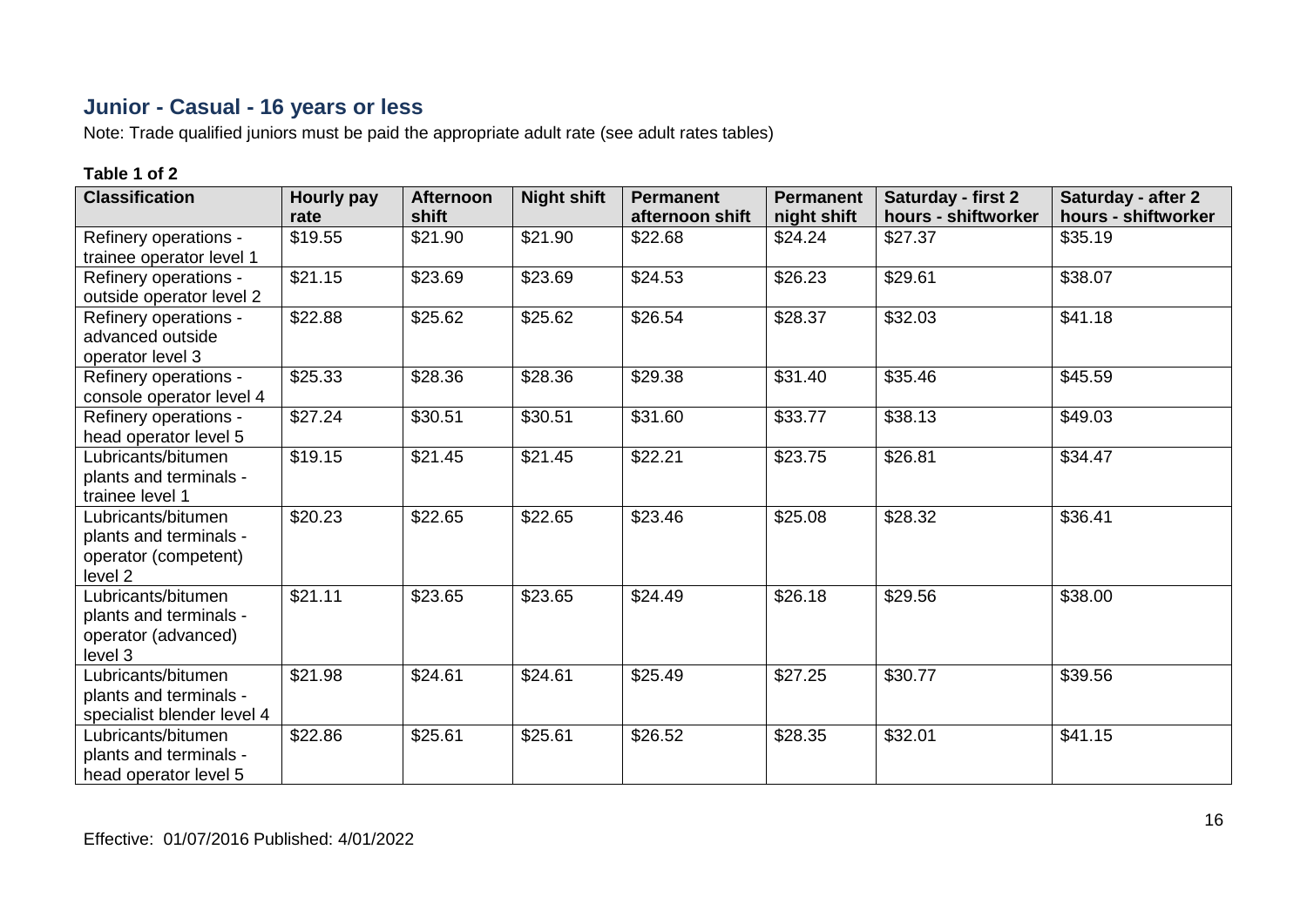## Junior - Casual - 16 years or less

Note: Trade qualified juniors must be paid the appropriate adult rate (see adult rates tables)

**Table 1 of 2**

| Classification | Hourly pay rate | Afternoon shift | Night shift | Permanent afternoon shift | Permanent night shift | Saturday - first 2 hours - shiftworker | Saturday - after 2 hours - shiftworker |
|---|---|---|---|---|---|---|---|
| Refinery operations - trainee operator level 1 | $19.55 | $21.90 | $21.90 | $22.68 | $24.24 | $27.37 | $35.19 |
| Refinery operations - outside operator level 2 | $21.15 | $23.69 | $23.69 | $24.53 | $26.23 | $29.61 | $38.07 |
| Refinery operations - advanced outside operator level 3 | $22.88 | $25.62 | $25.62 | $26.54 | $28.37 | $32.03 | $41.18 |
| Refinery operations - console operator level 4 | $25.33 | $28.36 | $28.36 | $29.38 | $31.40 | $35.46 | $45.59 |
| Refinery operations - head operator level 5 | $27.24 | $30.51 | $30.51 | $31.60 | $33.77 | $38.13 | $49.03 |
| Lubricants/bitumen plants and terminals - trainee level 1 | $19.15 | $21.45 | $21.45 | $22.21 | $23.75 | $26.81 | $34.47 |
| Lubricants/bitumen plants and terminals - operator (competent) level 2 | $20.23 | $22.65 | $22.65 | $23.46 | $25.08 | $28.32 | $36.41 |
| Lubricants/bitumen plants and terminals - operator (advanced) level 3 | $21.11 | $23.65 | $23.65 | $24.49 | $26.18 | $29.56 | $38.00 |
| Lubricants/bitumen plants and terminals - specialist blender level 4 | $21.98 | $24.61 | $24.61 | $25.49 | $27.25 | $30.77 | $39.56 |
| Lubricants/bitumen plants and terminals - head operator level 5 | $22.86 | $25.61 | $25.61 | $26.52 | $28.35 | $32.01 | $41.15 |

Effective: 01/07/2016 Published: 4/01/2022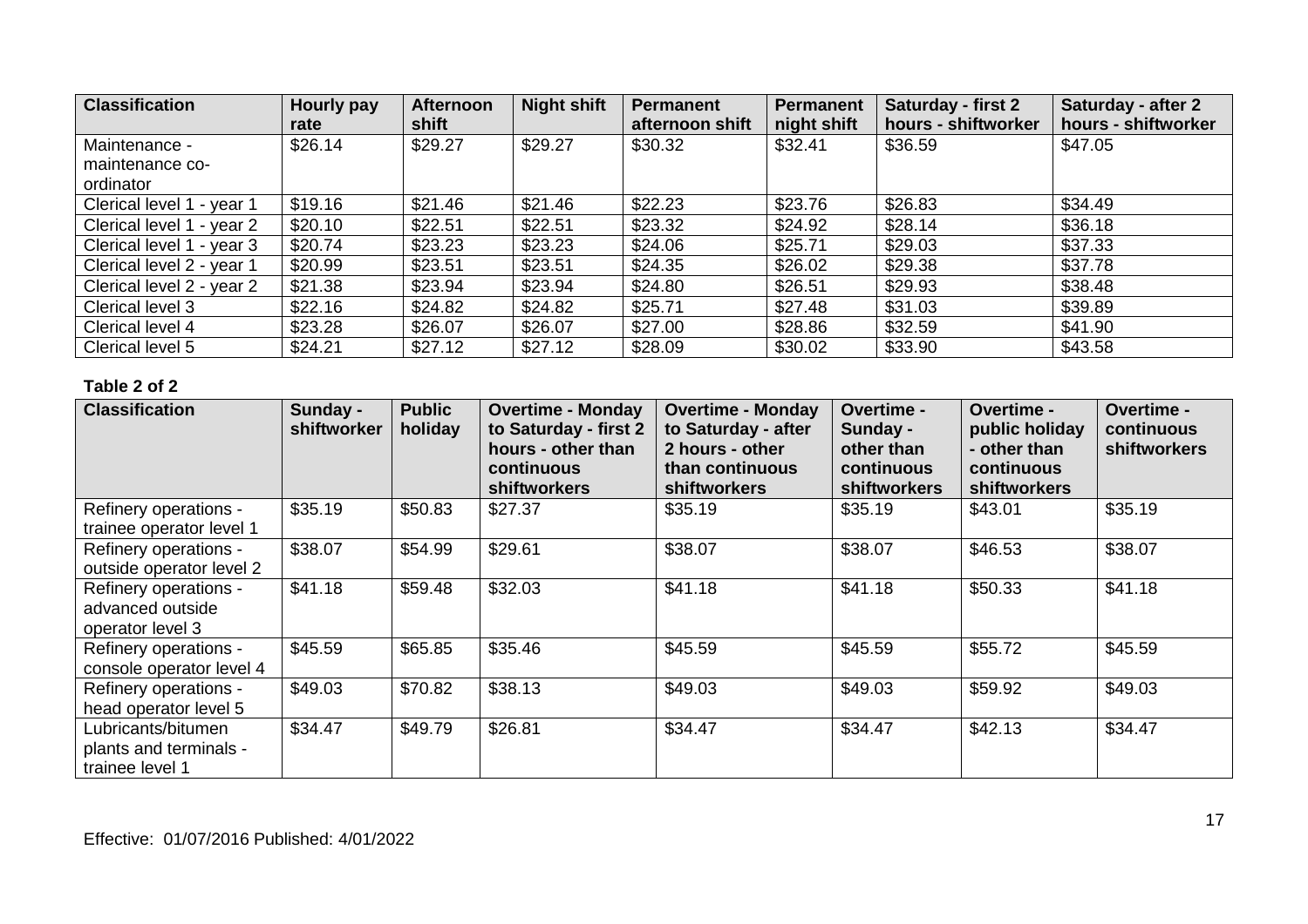| Classification | Hourly pay rate | Afternoon shift | Night shift | Permanent afternoon shift | Permanent night shift | Saturday - first 2 hours - shiftworker | Saturday - after 2 hours - shiftworker |
|---|---|---|---|---|---|---|---|
| Maintenance - maintenance co-ordinator | $26.14 | $29.27 | $29.27 | $30.32 | $32.41 | $36.59 | $47.05 |
| Clerical level 1 - year 1 | $19.16 | $21.46 | $21.46 | $22.23 | $23.76 | $26.83 | $34.49 |
| Clerical level 1 - year 2 | $20.10 | $22.51 | $22.51 | $23.32 | $24.92 | $28.14 | $36.18 |
| Clerical level 1 - year 3 | $20.74 | $23.23 | $23.23 | $24.06 | $25.71 | $29.03 | $37.33 |
| Clerical level 2 - year 1 | $20.99 | $23.51 | $23.51 | $24.35 | $26.02 | $29.38 | $37.78 |
| Clerical level 2 - year 2 | $21.38 | $23.94 | $23.94 | $24.80 | $26.51 | $29.93 | $38.48 |
| Clerical level 3 | $22.16 | $24.82 | $24.82 | $25.71 | $27.48 | $31.03 | $39.89 |
| Clerical level 4 | $23.28 | $26.07 | $26.07 | $27.00 | $28.86 | $32.59 | $41.90 |
| Clerical level 5 | $24.21 | $27.12 | $27.12 | $28.09 | $30.02 | $33.90 | $43.58 |

**Table 2 of 2**

| Classification | Sunday - shiftworker | Public holiday | Overtime - Monday to Saturday - first 2 hours - other than continuous shiftworkers | Overtime - Monday to Saturday - after 2 hours - other than continuous shiftworkers | Overtime - Sunday - other than continuous shiftworkers | Overtime - public holiday - other than continuous shiftworkers | Overtime - continuous shiftworkers |
|---|---|---|---|---|---|---|---|
| Refinery operations - trainee operator level 1 | $35.19 | $50.83 | $27.37 | $35.19 | $35.19 | $43.01 | $35.19 |
| Refinery operations - outside operator level 2 | $38.07 | $54.99 | $29.61 | $38.07 | $38.07 | $46.53 | $38.07 |
| Refinery operations - advanced outside operator level 3 | $41.18 | $59.48 | $32.03 | $41.18 | $41.18 | $50.33 | $41.18 |
| Refinery operations - console operator level 4 | $45.59 | $65.85 | $35.46 | $45.59 | $45.59 | $55.72 | $45.59 |
| Refinery operations - head operator level 5 | $49.03 | $70.82 | $38.13 | $49.03 | $49.03 | $59.92 | $49.03 |
| Lubricants/bitumen plants and terminals - trainee level 1 | $34.47 | $49.79 | $26.81 | $34.47 | $34.47 | $42.13 | $34.47 |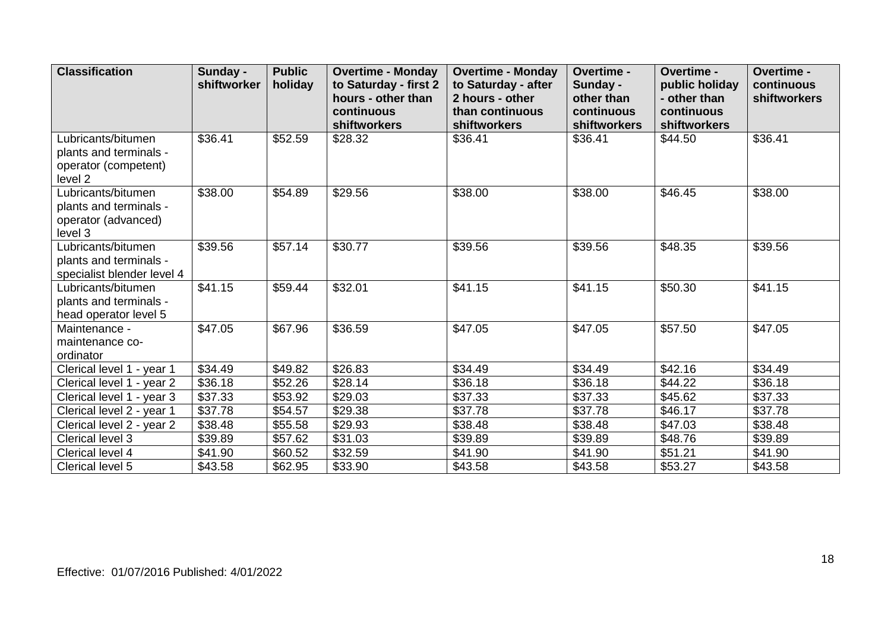| Classification | Sunday - shiftworker | Public holiday | Overtime - Monday to Saturday - first 2 hours - other than continuous shiftworkers | Overtime - Monday to Saturday - after 2 hours - other than continuous shiftworkers | Overtime - Sunday - other than continuous shiftworkers | Overtime - public holiday - other than continuous shiftworkers | Overtime - continuous shiftworkers |
| --- | --- | --- | --- | --- | --- | --- | --- |
| Lubricants/bitumen plants and terminals - operator (competent) level 2 | $36.41 | $52.59 | $28.32 | $36.41 | $36.41 | $44.50 | $36.41 |
| Lubricants/bitumen plants and terminals - operator (advanced) level 3 | $38.00 | $54.89 | $29.56 | $38.00 | $38.00 | $46.45 | $38.00 |
| Lubricants/bitumen plants and terminals - specialist blender level 4 | $39.56 | $57.14 | $30.77 | $39.56 | $39.56 | $48.35 | $39.56 |
| Lubricants/bitumen plants and terminals - head operator level 5 | $41.15 | $59.44 | $32.01 | $41.15 | $41.15 | $50.30 | $41.15 |
| Maintenance - maintenance co-ordinator | $47.05 | $67.96 | $36.59 | $47.05 | $47.05 | $57.50 | $47.05 |
| Clerical level 1 - year 1 | $34.49 | $49.82 | $26.83 | $34.49 | $34.49 | $42.16 | $34.49 |
| Clerical level 1 - year 2 | $36.18 | $52.26 | $28.14 | $36.18 | $36.18 | $44.22 | $36.18 |
| Clerical level 1 - year 3 | $37.33 | $53.92 | $29.03 | $37.33 | $37.33 | $45.62 | $37.33 |
| Clerical level 2 - year 1 | $37.78 | $54.57 | $29.38 | $37.78 | $37.78 | $46.17 | $37.78 |
| Clerical level 2 - year 2 | $38.48 | $55.58 | $29.93 | $38.48 | $38.48 | $47.03 | $38.48 |
| Clerical level 3 | $39.89 | $57.62 | $31.03 | $39.89 | $39.89 | $48.76 | $39.89 |
| Clerical level 4 | $41.90 | $60.52 | $32.59 | $41.90 | $41.90 | $51.21 | $41.90 |
| Clerical level 5 | $43.58 | $62.95 | $33.90 | $43.58 | $43.58 | $53.27 | $43.58 |

Effective: 01/07/2016 Published: 4/01/2022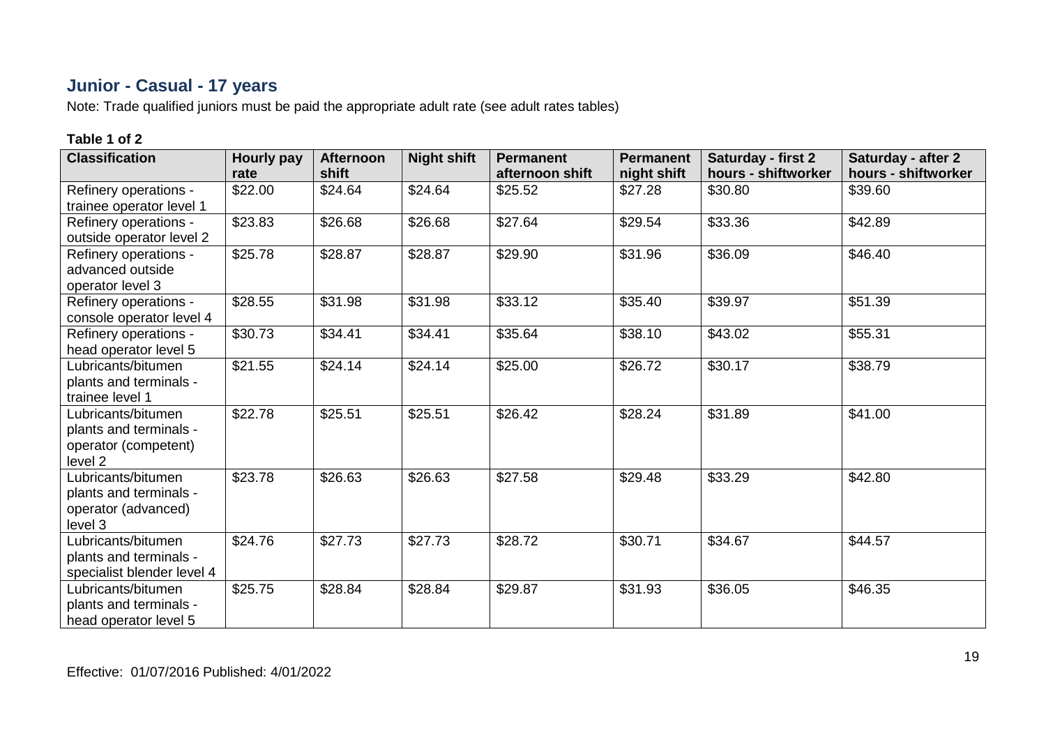## Junior - Casual - 17 years

Note: Trade qualified juniors must be paid the appropriate adult rate (see adult rates tables)

**Table 1 of 2**

| Classification | Hourly pay rate | Afternoon shift | Night shift | Permanent afternoon shift | Permanent night shift | Saturday - first 2 hours - shiftworker | Saturday - after 2 hours - shiftworker |
|---|---|---|---|---|---|---|---|
| Refinery operations - trainee operator level 1 | $22.00 | $24.64 | $24.64 | $25.52 | $27.28 | $30.80 | $39.60 |
| Refinery operations - outside operator level 2 | $23.83 | $26.68 | $26.68 | $27.64 | $29.54 | $33.36 | $42.89 |
| Refinery operations - advanced outside operator level 3 | $25.78 | $28.87 | $28.87 | $29.90 | $31.96 | $36.09 | $46.40 |
| Refinery operations - console operator level 4 | $28.55 | $31.98 | $31.98 | $33.12 | $35.40 | $39.97 | $51.39 |
| Refinery operations - head operator level 5 | $30.73 | $34.41 | $34.41 | $35.64 | $38.10 | $43.02 | $55.31 |
| Lubricants/bitumen plants and terminals - trainee level 1 | $21.55 | $24.14 | $24.14 | $25.00 | $26.72 | $30.17 | $38.79 |
| Lubricants/bitumen plants and terminals - operator (competent) level 2 | $22.78 | $25.51 | $25.51 | $26.42 | $28.24 | $31.89 | $41.00 |
| Lubricants/bitumen plants and terminals - operator (advanced) level 3 | $23.78 | $26.63 | $26.63 | $27.58 | $29.48 | $33.29 | $42.80 |
| Lubricants/bitumen plants and terminals - specialist blender level 4 | $24.76 | $27.73 | $27.73 | $28.72 | $30.71 | $34.67 | $44.57 |
| Lubricants/bitumen plants and terminals - head operator level 5 | $25.75 | $28.84 | $28.84 | $29.87 | $31.93 | $36.05 | $46.35 |

Effective: 01/07/2016 Published: 4/01/2022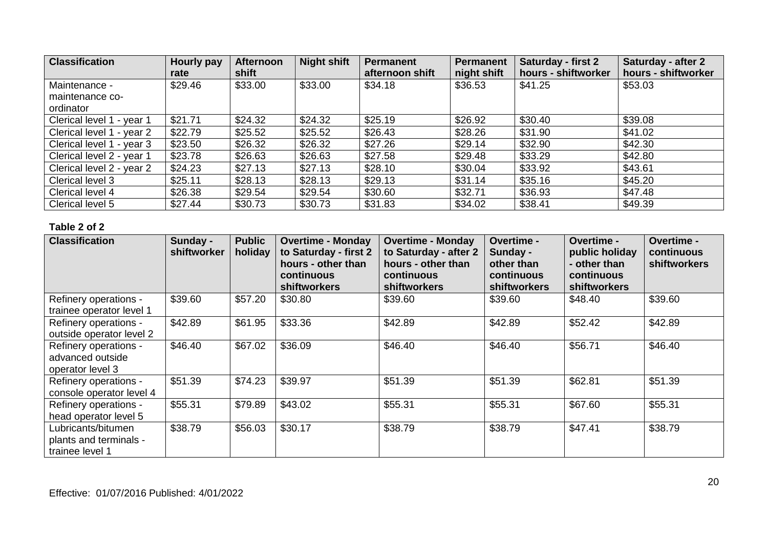| Classification | Hourly pay rate | Afternoon shift | Night shift | Permanent afternoon shift | Permanent night shift | Saturday - first 2 hours - shiftworker | Saturday - after 2 hours - shiftworker |
|---|---|---|---|---|---|---|---|
| Maintenance - maintenance co-ordinator | $29.46 | $33.00 | $33.00 | $34.18 | $36.53 | $41.25 | $53.03 |
| Clerical level 1 - year 1 | $21.71 | $24.32 | $24.32 | $25.19 | $26.92 | $30.40 | $39.08 |
| Clerical level 1 - year 2 | $22.79 | $25.52 | $25.52 | $26.43 | $28.26 | $31.90 | $41.02 |
| Clerical level 1 - year 3 | $23.50 | $26.32 | $26.32 | $27.26 | $29.14 | $32.90 | $42.30 |
| Clerical level 2 - year 1 | $23.78 | $26.63 | $26.63 | $27.58 | $29.48 | $33.29 | $42.80 |
| Clerical level 2 - year 2 | $24.23 | $27.13 | $27.13 | $28.10 | $30.04 | $33.92 | $43.61 |
| Clerical level 3 | $25.11 | $28.13 | $28.13 | $29.13 | $31.14 | $35.16 | $45.20 |
| Clerical level 4 | $26.38 | $29.54 | $29.54 | $30.60 | $32.71 | $36.93 | $47.48 |
| Clerical level 5 | $27.44 | $30.73 | $30.73 | $31.83 | $34.02 | $38.41 | $49.39 |

**Table 2 of 2**

| Classification | Sunday - shiftworker | Public holiday | Overtime - Monday to Saturday - first 2 hours - other than continuous shiftworkers | Overtime - Monday to Saturday - after 2 hours - other than continuous shiftworkers | Overtime - Sunday - other than continuous shiftworkers | Overtime - public holiday - other than continuous shiftworkers | Overtime - continuous shiftworkers |
|---|---|---|---|---|---|---|---|
| Refinery operations - trainee operator level 1 | $39.60 | $57.20 | $30.80 | $39.60 | $39.60 | $48.40 | $39.60 |
| Refinery operations - outside operator level 2 | $42.89 | $61.95 | $33.36 | $42.89 | $42.89 | $52.42 | $42.89 |
| Refinery operations - advanced outside operator level 3 | $46.40 | $67.02 | $36.09 | $46.40 | $46.40 | $56.71 | $46.40 |
| Refinery operations - console operator level 4 | $51.39 | $74.23 | $39.97 | $51.39 | $51.39 | $62.81 | $51.39 |
| Refinery operations - head operator level 5 | $55.31 | $79.89 | $43.02 | $55.31 | $55.31 | $67.60 | $55.31 |
| Lubricants/bitumen plants and terminals - trainee level 1 | $38.79 | $56.03 | $30.17 | $38.79 | $38.79 | $47.41 | $38.79 |

Effective: 01/07/2016 Published: 4/01/2022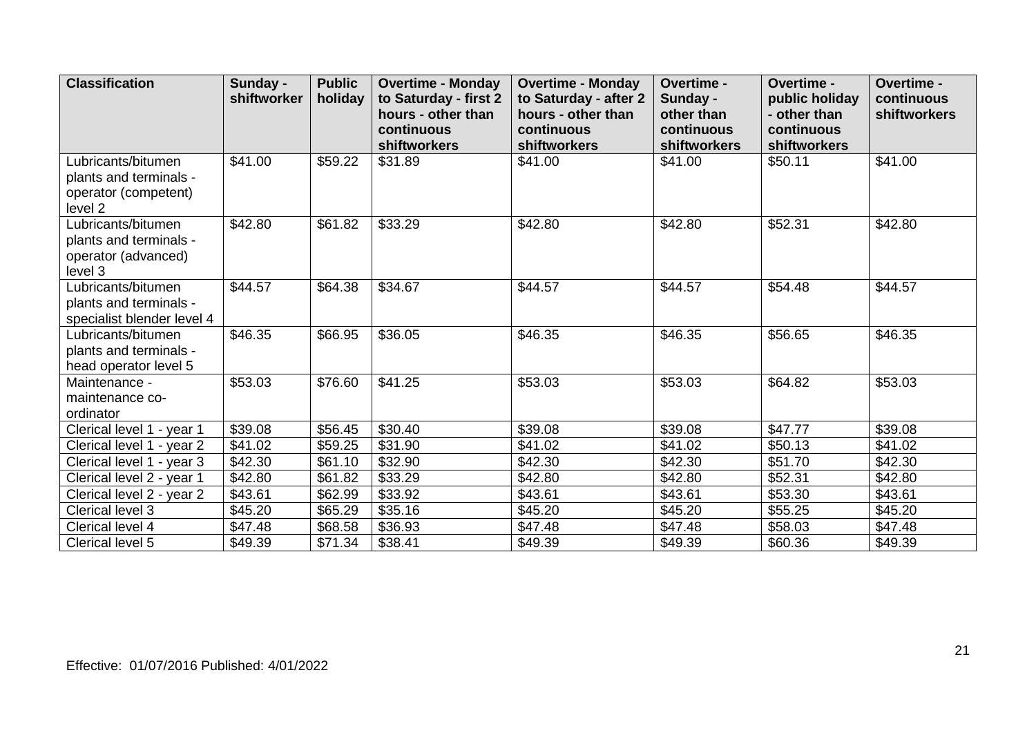| Classification | Sunday - shiftworker | Public holiday | Overtime - Monday to Saturday - first 2 hours - other than continuous shiftworkers | Overtime - Monday to Saturday - after 2 hours - other than continuous shiftworkers | Overtime - Sunday - other than continuous shiftworkers | Overtime - public holiday - other than continuous shiftworkers | Overtime - continuous shiftworkers |
|---|---|---|---|---|---|---|---|
| Lubricants/bitumen plants and terminals - operator (competent) level 2 | $41.00 | $59.22 | $31.89 | $41.00 | $41.00 | $50.11 | $41.00 |
| Lubricants/bitumen plants and terminals - operator (advanced) level 3 | $42.80 | $61.82 | $33.29 | $42.80 | $42.80 | $52.31 | $42.80 |
| Lubricants/bitumen plants and terminals - specialist blender level 4 | $44.57 | $64.38 | $34.67 | $44.57 | $44.57 | $54.48 | $44.57 |
| Lubricants/bitumen plants and terminals - head operator level 5 | $46.35 | $66.95 | $36.05 | $46.35 | $46.35 | $56.65 | $46.35 |
| Maintenance - maintenance co-ordinator | $53.03 | $76.60 | $41.25 | $53.03 | $53.03 | $64.82 | $53.03 |
| Clerical level 1 - year 1 | $39.08 | $56.45 | $30.40 | $39.08 | $39.08 | $47.77 | $39.08 |
| Clerical level 1 - year 2 | $41.02 | $59.25 | $31.90 | $41.02 | $41.02 | $50.13 | $41.02 |
| Clerical level 1 - year 3 | $42.30 | $61.10 | $32.90 | $42.30 | $42.30 | $51.70 | $42.30 |
| Clerical level 2 - year 1 | $42.80 | $61.82 | $33.29 | $42.80 | $42.80 | $52.31 | $42.80 |
| Clerical level 2 - year 2 | $43.61 | $62.99 | $33.92 | $43.61 | $43.61 | $53.30 | $43.61 |
| Clerical level 3 | $45.20 | $65.29 | $35.16 | $45.20 | $45.20 | $55.25 | $45.20 |
| Clerical level 4 | $47.48 | $68.58 | $36.93 | $47.48 | $47.48 | $58.03 | $47.48 |
| Clerical level 5 | $49.39 | $71.34 | $38.41 | $49.39 | $49.39 | $60.36 | $49.39 |

Effective: 01/07/2016 Published: 4/01/2022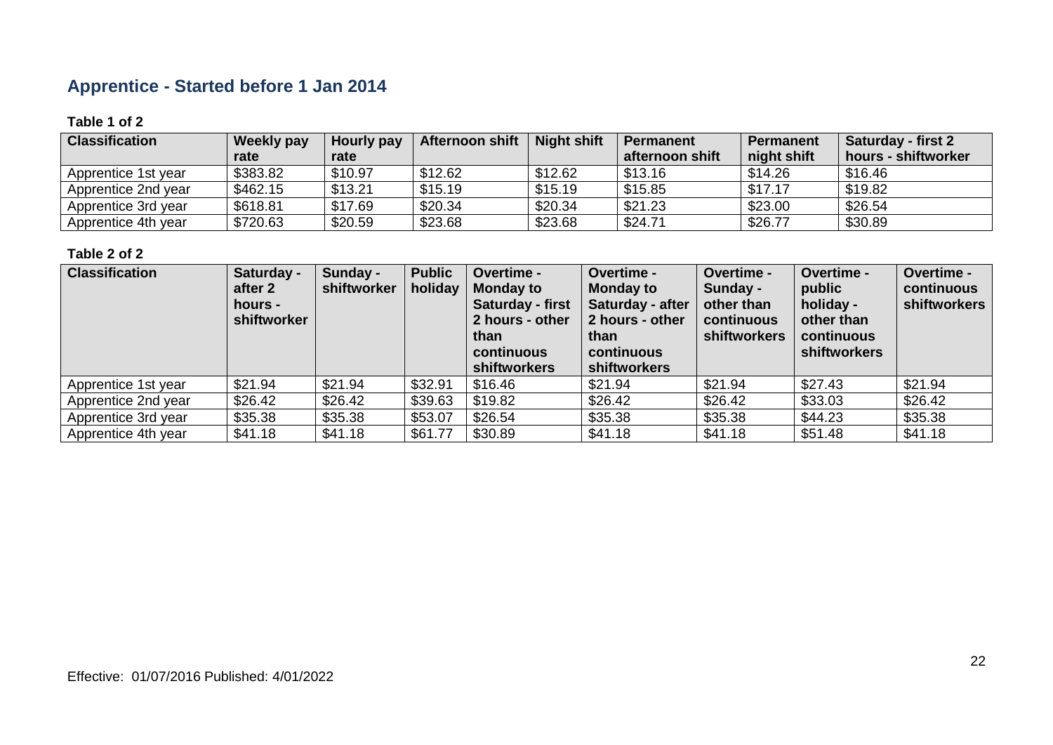## Apprentice - Started before 1 Jan 2014

**Table 1 of 2**

| Classification | Weekly pay rate | Hourly pay rate | Afternoon shift | Night shift | Permanent afternoon shift | Permanent night shift | Saturday - first 2 hours - shiftworker |
|---|---|---|---|---|---|---|---|
| Apprentice 1st year | $383.82 | $10.97 | $12.62 | $12.62 | $13.16 | $14.26 | $16.46 |
| Apprentice 2nd year | $462.15 | $13.21 | $15.19 | $15.19 | $15.85 | $17.17 | $19.82 |
| Apprentice 3rd year | $618.81 | $17.69 | $20.34 | $20.34 | $21.23 | $23.00 | $26.54 |
| Apprentice 4th year | $720.63 | $20.59 | $23.68 | $23.68 | $24.71 | $26.77 | $30.89 |

**Table 2 of 2**

| Classification | Saturday - after 2 hours - shiftworker | Sunday - shiftworker | Public holiday | Overtime - Monday to Saturday - first 2 hours - other than continuous shiftworkers | Overtime - Monday to Saturday - after 2 hours - other than continuous shiftworkers | Overtime - Sunday - other than continuous shiftworkers | Overtime - public holiday - other than continuous shiftworkers | Overtime - continuous shiftworkers |
|---|---|---|---|---|---|---|---|---|
| Apprentice 1st year | $21.94 | $21.94 | $32.91 | $16.46 | $21.94 | $21.94 | $27.43 | $21.94 |
| Apprentice 2nd year | $26.42 | $26.42 | $39.63 | $19.82 | $26.42 | $26.42 | $33.03 | $26.42 |
| Apprentice 3rd year | $35.38 | $35.38 | $53.07 | $26.54 | $35.38 | $35.38 | $44.23 | $35.38 |
| Apprentice 4th year | $41.18 | $41.18 | $61.77 | $30.89 | $41.18 | $41.18 | $51.48 | $41.18 |

Effective: 01/07/2016 Published: 4/01/2022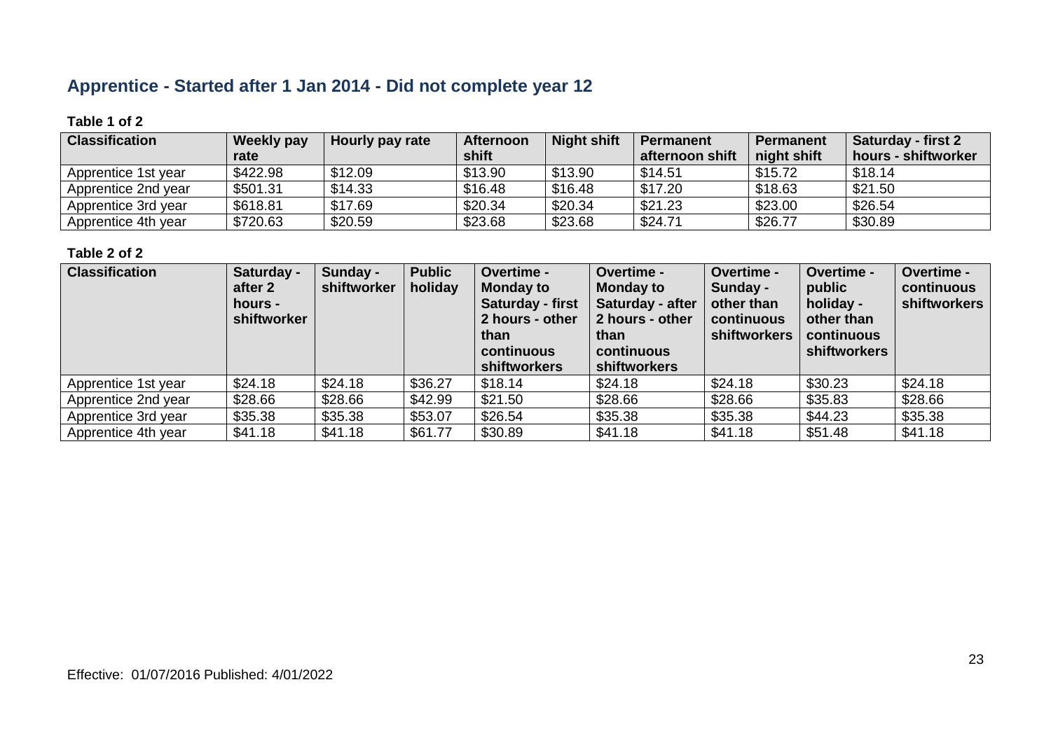## Apprentice - Started after 1 Jan 2014 - Did not complete year 12

**Table 1 of 2**

| Classification | Weekly pay rate | Hourly pay rate | Afternoon shift | Night shift | Permanent afternoon shift | Permanent night shift | Saturday - first 2 hours - shiftworker |
|---|---|---|---|---|---|---|---|
| Apprentice 1st year | $422.98 | $12.09 | $13.90 | $13.90 | $14.51 | $15.72 | $18.14 |
| Apprentice 2nd year | $501.31 | $14.33 | $16.48 | $16.48 | $17.20 | $18.63 | $21.50 |
| Apprentice 3rd year | $618.81 | $17.69 | $20.34 | $20.34 | $21.23 | $23.00 | $26.54 |
| Apprentice 4th year | $720.63 | $20.59 | $23.68 | $23.68 | $24.71 | $26.77 | $30.89 |

**Table 2 of 2**

| Classification | Saturday - after 2 hours - shiftworker | Sunday - shiftworker | Public holiday | Overtime - Monday to Saturday - first 2 hours - other than continuous shiftworkers | Overtime - Monday to Saturday - after 2 hours - other than continuous shiftworkers | Overtime - Sunday - other than continuous shiftworkers | Overtime - public holiday - other than continuous shiftworkers | Overtime - continuous shiftworkers |
|---|---|---|---|---|---|---|---|---|
| Apprentice 1st year | $24.18 | $24.18 | $36.27 | $18.14 | $24.18 | $24.18 | $30.23 | $24.18 |
| Apprentice 2nd year | $28.66 | $28.66 | $42.99 | $21.50 | $28.66 | $28.66 | $35.83 | $28.66 |
| Apprentice 3rd year | $35.38 | $35.38 | $53.07 | $26.54 | $35.38 | $35.38 | $44.23 | $35.38 |
| Apprentice 4th year | $41.18 | $41.18 | $61.77 | $30.89 | $41.18 | $41.18 | $51.48 | $41.18 |

Effective: 01/07/2016 Published: 4/01/2022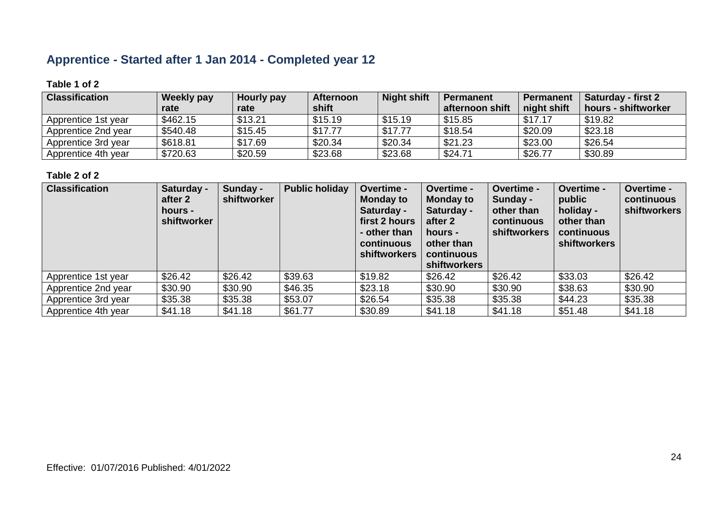## Apprentice - Started after 1 Jan 2014 - Completed year 12

**Table 1 of 2**

| Classification | Weekly pay rate | Hourly pay rate | Afternoon shift | Night shift | Permanent afternoon shift | Permanent night shift | Saturday - first 2 hours - shiftworker |
|---|---|---|---|---|---|---|---|
| Apprentice 1st year | $462.15 | $13.21 | $15.19 | $15.19 | $15.85 | $17.17 | $19.82 |
| Apprentice 2nd year | $540.48 | $15.45 | $17.77 | $17.77 | $18.54 | $20.09 | $23.18 |
| Apprentice 3rd year | $618.81 | $17.69 | $20.34 | $20.34 | $21.23 | $23.00 | $26.54 |
| Apprentice 4th year | $720.63 | $20.59 | $23.68 | $23.68 | $24.71 | $26.77 | $30.89 |

**Table 2 of 2**

| Classification | Saturday - after 2 hours - shiftworker | Sunday - shiftworker | Public holiday | Overtime - Monday to Saturday - first 2 hours - other than continuous shiftworkers | Overtime - Monday to Saturday - after 2 hours - other than continuous shiftworkers | Overtime - Sunday - other than continuous shiftworkers | Overtime - public holiday - other than continuous shiftworkers | Overtime - continuous shiftworkers |
|---|---|---|---|---|---|---|---|---|
| Apprentice 1st year | $26.42 | $26.42 | $39.63 | $19.82 | $26.42 | $26.42 | $33.03 | $26.42 |
| Apprentice 2nd year | $30.90 | $30.90 | $46.35 | $23.18 | $30.90 | $30.90 | $38.63 | $30.90 |
| Apprentice 3rd year | $35.38 | $35.38 | $53.07 | $26.54 | $35.38 | $35.38 | $44.23 | $35.38 |
| Apprentice 4th year | $41.18 | $41.18 | $61.77 | $30.89 | $41.18 | $41.18 | $51.48 | $41.18 |

Effective: 01/07/2016 Published: 4/01/2022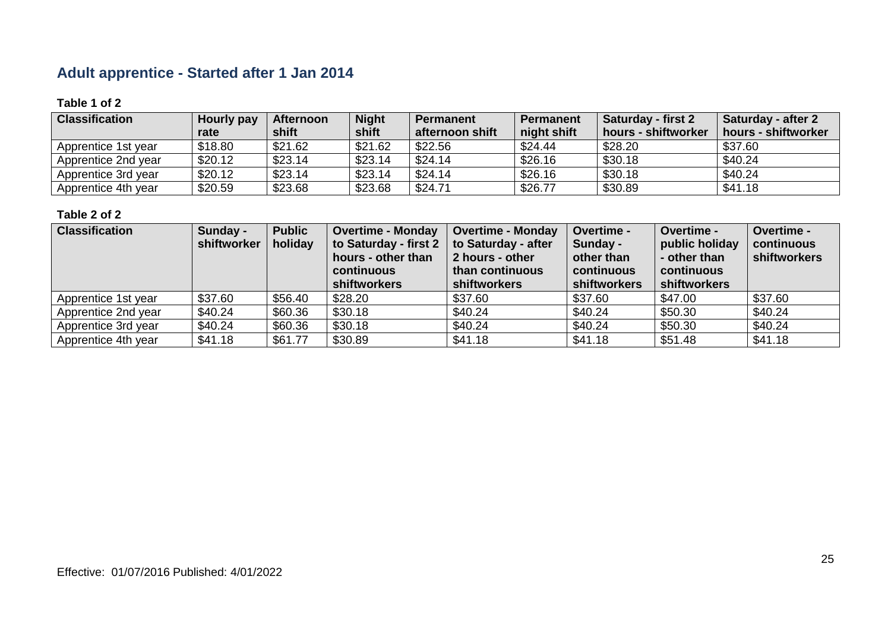## Adult apprentice - Started after 1 Jan 2014

**Table 1 of 2**

| Classification | Hourly pay rate | Afternoon shift | Night shift | Permanent afternoon shift | Permanent night shift | Saturday - first 2 hours - shiftworker | Saturday - after 2 hours - shiftworker |
|---|---|---|---|---|---|---|---|
| Apprentice 1st year | $18.80 | $21.62 | $21.62 | $22.56 | $24.44 | $28.20 | $37.60 |
| Apprentice 2nd year | $20.12 | $23.14 | $23.14 | $24.14 | $26.16 | $30.18 | $40.24 |
| Apprentice 3rd year | $20.12 | $23.14 | $23.14 | $24.14 | $26.16 | $30.18 | $40.24 |
| Apprentice 4th year | $20.59 | $23.68 | $23.68 | $24.71 | $26.77 | $30.89 | $41.18 |

**Table 2 of 2**

| Classification | Sunday - shiftworker | Public holiday | Overtime - Monday to Saturday - first 2 hours - other than continuous shiftworkers | Overtime - Monday to Saturday - after 2 hours - other than continuous shiftworkers | Overtime - Sunday - other than continuous shiftworkers | Overtime - public holiday - other than continuous shiftworkers | Overtime - continuous shiftworkers |
|---|---|---|---|---|---|---|---|
| Apprentice 1st year | $37.60 | $56.40 | $28.20 | $37.60 | $37.60 | $47.00 | $37.60 |
| Apprentice 2nd year | $40.24 | $60.36 | $30.18 | $40.24 | $40.24 | $50.30 | $40.24 |
| Apprentice 3rd year | $40.24 | $60.36 | $30.18 | $40.24 | $40.24 | $50.30 | $40.24 |
| Apprentice 4th year | $41.18 | $61.77 | $30.89 | $41.18 | $41.18 | $51.48 | $41.18 |

Effective: 01/07/2016 Published: 4/01/2022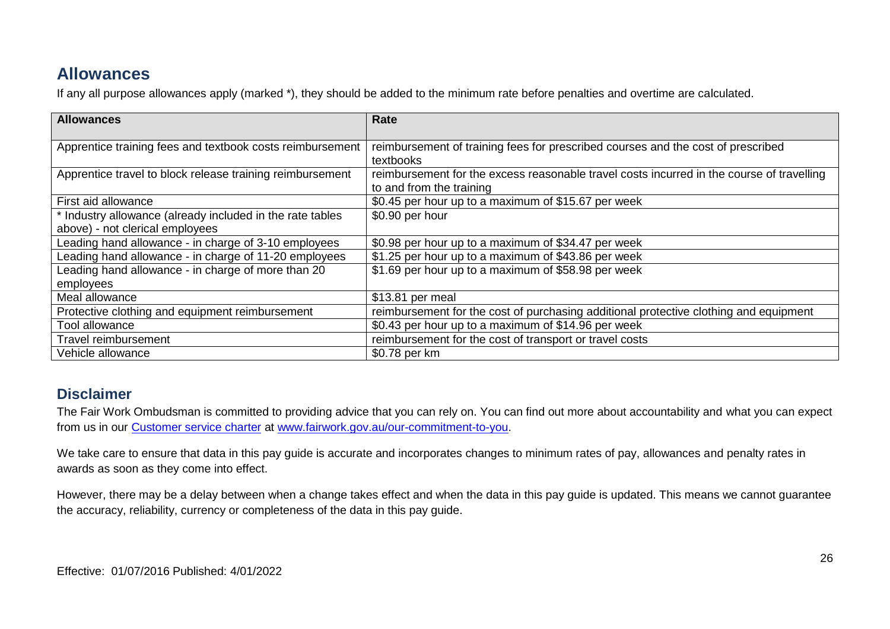## Allowances

If any all purpose allowances apply (marked *), they should be added to the minimum rate before penalties and overtime are calculated.

| Allowances | Rate |
| --- | --- |
| Apprentice training fees and textbook costs reimbursement | reimbursement of training fees for prescribed courses and the cost of prescribed textbooks |
| Apprentice travel to block release training reimbursement | reimbursement for the excess reasonable travel costs incurred in the course of travelling to and from the training |
| First aid allowance | $0.45 per hour up to a maximum of $15.67 per week |
| * Industry allowance (already included in the rate tables above) - not clerical employees | $0.90 per hour |
| Leading hand allowance - in charge of 3-10 employees | $0.98 per hour up to a maximum of $34.47 per week |
| Leading hand allowance - in charge of 11-20 employees | $1.25 per hour up to a maximum of $43.86 per week |
| Leading hand allowance - in charge of more than 20 employees | $1.69 per hour up to a maximum of $58.98 per week |
| Meal allowance | $13.81 per meal |
| Protective clothing and equipment reimbursement | reimbursement for the cost of purchasing additional protective clothing and equipment |
| Tool allowance | $0.43 per hour up to a maximum of $14.96 per week |
| Travel reimbursement | reimbursement for the cost of transport or travel costs |
| Vehicle allowance | $0.78 per km |

## Disclaimer

The Fair Work Ombudsman is committed to providing advice that you can rely on. You can find out more about accountability and what you can expect from us in our Customer service charter at www.fairwork.gov.au/our-commitment-to-you.

We take care to ensure that data in this pay guide is accurate and incorporates changes to minimum rates of pay, allowances and penalty rates in awards as soon as they come into effect.

However, there may be a delay between when a change takes effect and when the data in this pay guide is updated. This means we cannot guarantee the accuracy, reliability, currency or completeness of the data in this pay guide.

Effective: 01/07/2016 Published: 4/01/2022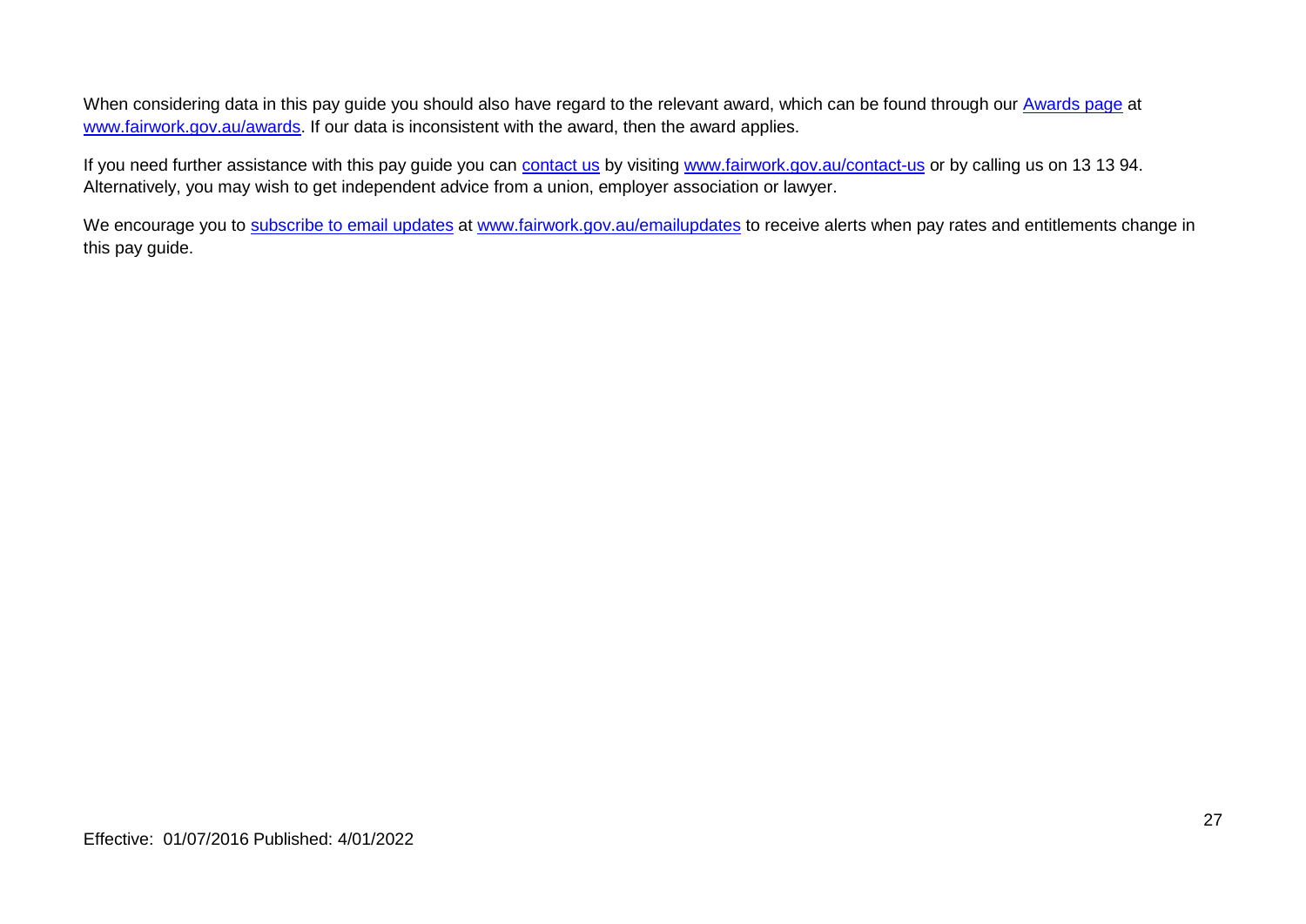When considering data in this pay guide you should also have regard to the relevant award, which can be found through our [Awards page](www.fairwork.gov.au/awards) at [www.fairwork.gov.au/awards](www.fairwork.gov.au/awards). If our data is inconsistent with the award, then the award applies.

If you need further assistance with this pay guide you can [contact us](www.fairwork.gov.au/contact-us) by visiting [www.fairwork.gov.au/contact-us](www.fairwork.gov.au/contact-us) or by calling us on 13 13 94. Alternatively, you may wish to get independent advice from a union, employer association or lawyer.

We encourage you to [subscribe to email updates](www.fairwork.gov.au/emailupdates) at [www.fairwork.gov.au/emailupdates](www.fairwork.gov.au/emailupdates) to receive alerts when pay rates and entitlements change in this pay guide.

Effective: 01/07/2016 Published: 4/01/2022